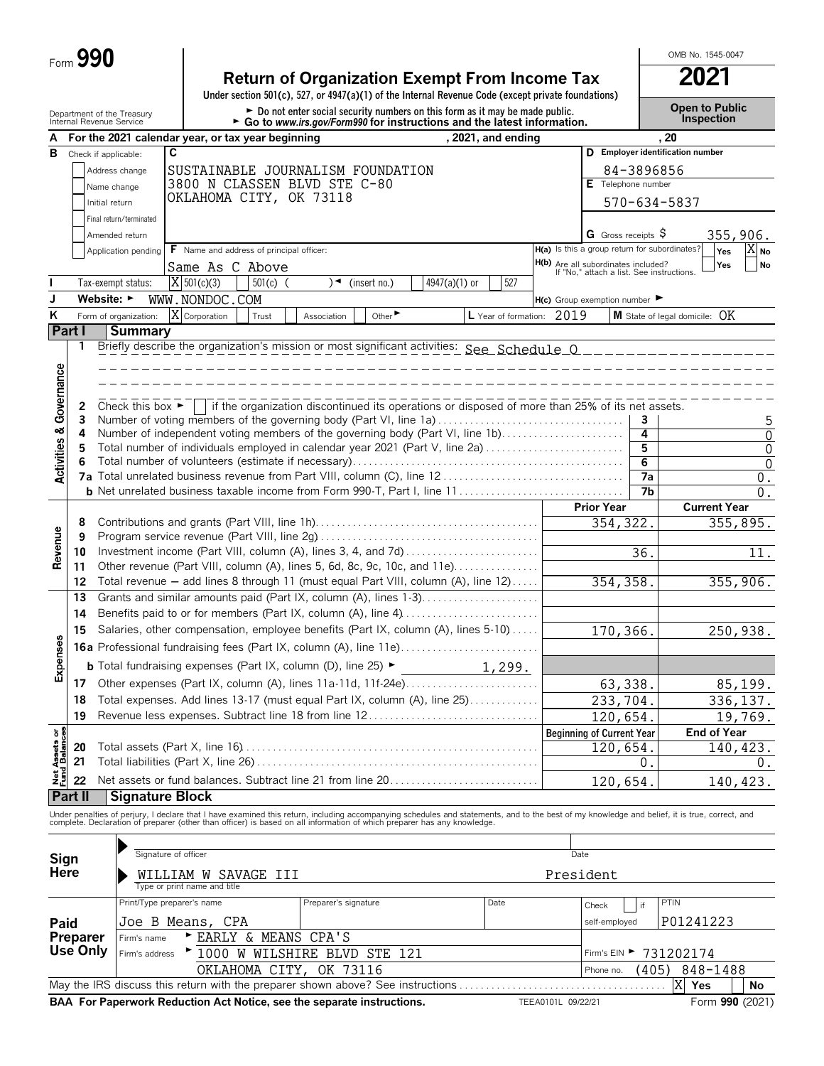Form **990**

# Return of Organization Exempt From Income Tax

**2021**

OMB No. 1545-0047

Under section 501(c), 527, or 4947(a)(1) of the Internal Revenue Code (except private foundations)

Department of the Treasury
Internal Revenue Service

► Do not enter social security numbers on this form as it may be made public.
► Go to *www.irs.gov/Form990* for instructions and the latest information.

**Open to Public Inspection**

**A** For the 2021 calendar year, or tax year beginning , 2021, and ending , 20

**B** Check if applicable:
- Address change
- Name change
- Initial return
- Final return/terminated
- Amended return
- Application pending

**C** SUSTAINABLE JOURNALISM FOUNDATION
3800 N CLASSEN BLVD STE C-80
OKLAHOMA CITY, OK 73118

**D** Employer identification number: 84-3896856

**E** Telephone number: 570-634-5837

**G** Gross receipts $ 355,906.

**F** Name and address of principal officer: Same As C Above

**H(a)** Is this a group return for subordinates? Yes [ ] No [X]

**H(b)** Are all subordinates included? Yes [ ] No [ ]
If "No," attach a list. See instructions.

**I** Tax-exempt status: [X] 501(c)(3) [ ] 501(c) ( ) ◄ (insert no.) [ ] 4947(a)(1) or [ ] 527

**J** Website: ► WWW.NONDOC.COM

**H(c)** Group exemption number ►

**K** Form of organization: [X] Corporation [ ] Trust [ ] Association [ ] Other ►

**L** Year of formation: 2019

**M** State of legal domicile: OK

## Part I Summary

### Activities & Governance

1 Briefly describe the organization's mission or most significant activities: See Schedule O

2 Check this box ► [ ] if the organization discontinued its operations or disposed of more than 25% of its net assets.

| | | | |
|---|---|---|---|
| 3 | Number of voting members of the governing body (Part VI, line 1a) | 3 | 5 |
| 4 | Number of independent voting members of the governing body (Part VI, line 1b) | 4 | 0 |
| 5 | Total number of individuals employed in calendar year 2021 (Part V, line 2a) | 5 | 0 |
| 6 | Total number of volunteers (estimate if necessary) | 6 | 0 |
| 7a | Total unrelated business revenue from Part VIII, column (C), line 12 | 7a | 0. |
| b | Net unrelated business taxable income from Form 990-T, Part I, line 11 | 7b | 0. |

### Revenue

| | | Prior Year | Current Year |
|---|---|---|---|
| 8 | Contributions and grants (Part VIII, line 1h) | 354,322. | 355,895. |
| 9 | Program service revenue (Part VIII, line 2g) | | |
| 10 | Investment income (Part VIII, column (A), lines 3, 4, and 7d) | 36. | 11. |
| 11 | Other revenue (Part VIII, column (A), lines 5, 6d, 8c, 9c, 10c, and 11e) | | |
| 12 | Total revenue – add lines 8 through 11 (must equal Part VIII, column (A), line 12) | 354,358. | 355,906. |

### Expenses

| | | Prior Year | Current Year |
|---|---|---|---|
| 13 | Grants and similar amounts paid (Part IX, column (A), lines 1-3) | | |
| 14 | Benefits paid to or for members (Part IX, column (A), line 4) | | |
| 15 | Salaries, other compensation, employee benefits (Part IX, column (A), lines 5-10) | 170,366. | 250,938. |
| 16a | Professional fundraising fees (Part IX, column (A), line 11e) | | |
| b | Total fundraising expenses (Part IX, column (D), line 25) ► 1,299. | | |
| 17 | Other expenses (Part IX, column (A), lines 11a-11d, 11f-24e) | 63,338. | 85,199. |
| 18 | Total expenses. Add lines 13-17 (must equal Part IX, column (A), line 25) | 233,704. | 336,137. |
| 19 | Revenue less expenses. Subtract line 18 from line 12 | 120,654. | 19,769. |

### Net Assets or Fund Balances

| | | Beginning of Current Year | End of Year |
|---|---|---|---|
| 20 | Total assets (Part X, line 16) | 120,654. | 140,423. |
| 21 | Total liabilities (Part X, line 26) | 0. | 0. |
| 22 | Net assets or fund balances. Subtract line 21 from line 20 | 120,654. | 140,423. |

## Part II Signature Block

Under penalties of perjury, I declare that I have examined this return, including accompanying schedules and statements, and to the best of my knowledge and belief, it is true, correct, and complete. Declaration of preparer (other than officer) is based on all information of which preparer has any knowledge.

**Sign Here**

Signature of officer ► Date

WILLIAM W SAVAGE III President
Type or print name and title

**Paid Preparer Use Only**

| Print/Type preparer's name | Preparer's signature | Date | Check [ ] if self-employed | PTIN |
|---|---|---|---|---|
| Joe B Means, CPA | | | | P01241223 |

Firm's name ► EARLY & MEANS CPA'S

Firm's address ► 1000 W WILSHIRE BLVD STE 121, OKLAHOMA CITY, OK 73116

Firm's EIN ► 731202174

Phone no. (405) 848-1488

May the IRS discuss this return with the preparer shown above? See instructions [X] Yes [ ] No

**BAA For Paperwork Reduction Act Notice, see the separate instructions.** TEEA0101L 09/22/21 Form **990** (2021)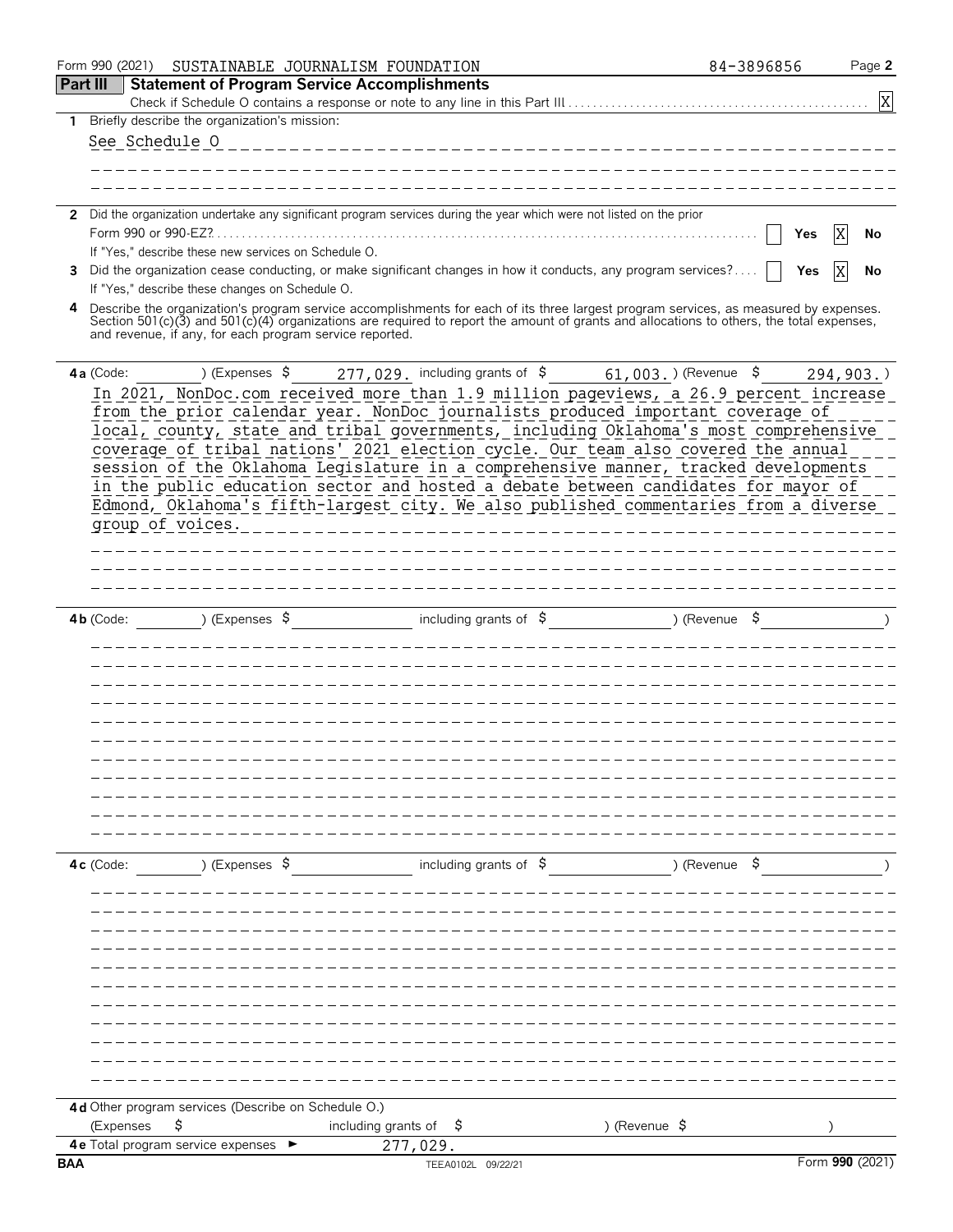Form 990 (2021) SUSTAINABLE JOURNALISM FOUNDATION 84-3896856

## Part III Statement of Program Service Accomplishments

Check if Schedule O contains a response or note to any line in this Part III .......... [X]

**1** Briefly describe the organization's mission:

See Schedule O

**2** Did the organization undertake any significant program services during the year which were not listed on the prior Form 990 or 990-EZ? .......... [ ] Yes [X] No

If "Yes," describe these new services on Schedule O.

**3** Did the organization cease conducting, or make significant changes in how it conducts, any program services? .......... [ ] Yes [X] No

If "Yes," describe these changes on Schedule O.

**4** Describe the organization's program service accomplishments for each of its three largest program services, as measured by expenses. Section 501(c)(3) and 501(c)(4) organizations are required to report the amount of grants and allocations to others, the total expenses, and revenue, if any, for each program service reported.

**4a** (Code: ) (Expenses $ 277,029. including grants of $ 61,003.) (Revenue $ 294,903.)

In 2021, NonDoc.com received more than 1.9 million pageviews, a 26.9 percent increase from the prior calendar year. NonDoc journalists produced important coverage of local, county, state and tribal governments, including Oklahoma's most comprehensive coverage of tribal nations' 2021 election cycle. Our team also covered the annual session of the Oklahoma Legislature in a comprehensive manner, tracked developments in the public education sector and hosted a debate between candidates for mayor of Edmond, Oklahoma's fifth-largest city. We also published commentaries from a diverse group of voices.

**4b** (Code: ) (Expenses $ including grants of $ ) (Revenue $ )

**4c** (Code: ) (Expenses $ including grants of $ ) (Revenue $ )

**4d** Other program services (Describe on Schedule O.)

(Expenses $ including grants of $ ) (Revenue $ )

**4e** Total program service expenses ► 277,029.

BAA TEEA0102L 09/22/21 Form **990** (2021)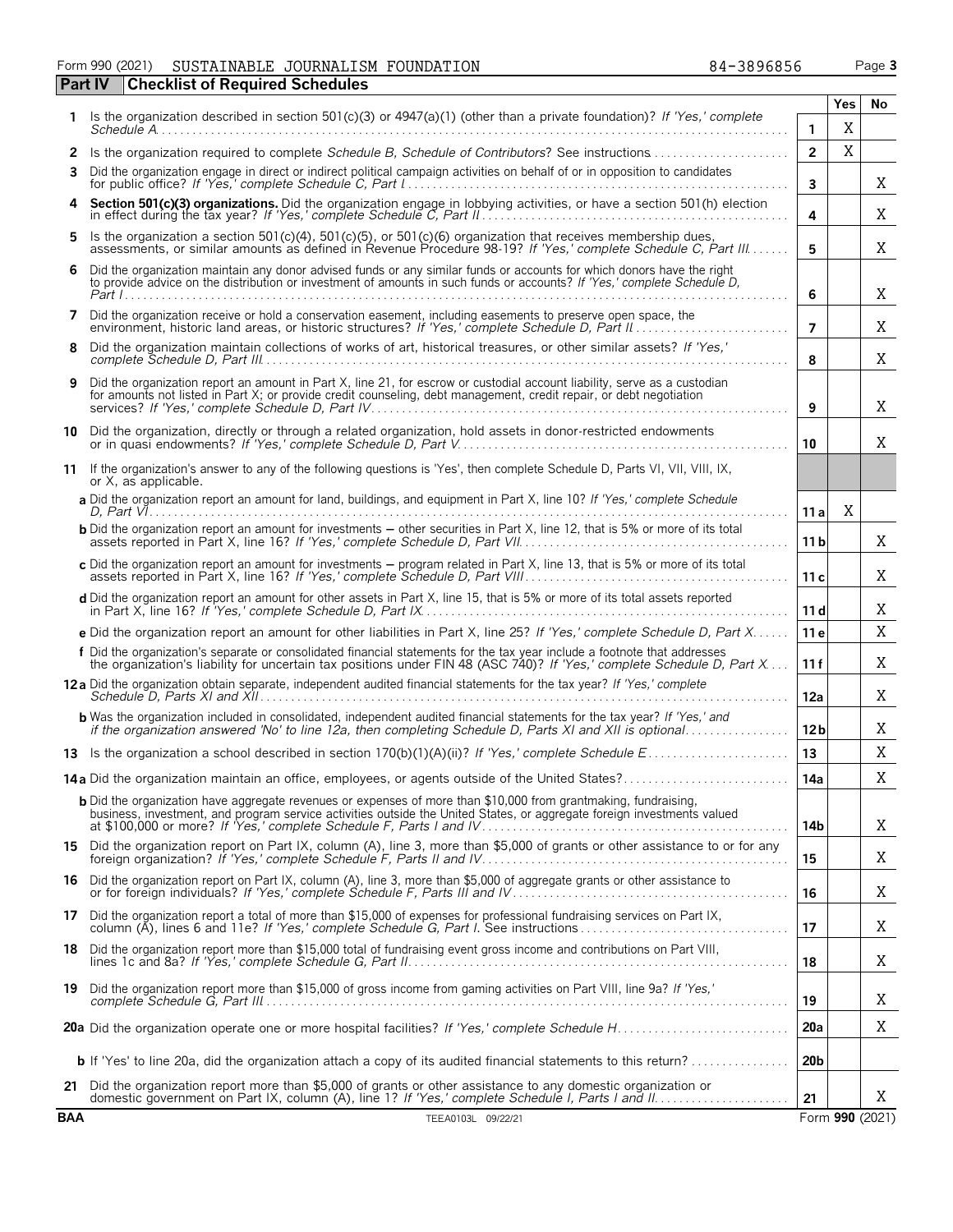Form 990 (2021) SUSTAINABLE JOURNALISM FOUNDATION 84-3896856

## Part IV Checklist of Required Schedules

| | | | Yes | No |
|---|---|---|---|---|
| 1 | Is the organization described in section 501(c)(3) or 4947(a)(1) (other than a private foundation)? *If 'Yes,' complete Schedule A* | 1 | X | |
| 2 | Is the organization required to complete *Schedule B, Schedule of Contributors*? See instructions | 2 | X | |
| 3 | Did the organization engage in direct or indirect political campaign activities on behalf of or in opposition to candidates for public office? *If 'Yes,' complete Schedule C, Part I* | 3 | | X |
| 4 | **Section 501(c)(3) organizations.** Did the organization engage in lobbying activities, or have a section 501(h) election in effect during the tax year? *If 'Yes,' complete Schedule C, Part II* | 4 | | X |
| 5 | Is the organization a section 501(c)(4), 501(c)(5), or 501(c)(6) organization that receives membership dues, assessments, or similar amounts as defined in Revenue Procedure 98-19? *If 'Yes,' complete Schedule C, Part III* | 5 | | X |
| 6 | Did the organization maintain any donor advised funds or any similar funds or accounts for which donors have the right to provide advice on the distribution or investment of amounts in such funds or accounts? *If 'Yes,' complete Schedule D, Part I* | 6 | | X |
| 7 | Did the organization receive or hold a conservation easement, including easements to preserve open space, the environment, historic land areas, or historic structures? *If 'Yes,' complete Schedule D, Part II* | 7 | | X |
| 8 | Did the organization maintain collections of works of art, historical treasures, or other similar assets? *If 'Yes,' complete Schedule D, Part III* | 8 | | X |
| 9 | Did the organization report an amount in Part X, line 21, for escrow or custodial account liability, serve as a custodian for amounts not listed in Part X; or provide credit counseling, debt management, credit repair, or debt negotiation services? *If 'Yes,' complete Schedule D, Part IV* | 9 | | X |
| 10 | Did the organization, directly or through a related organization, hold assets in donor-restricted endowments or in quasi endowments? *If 'Yes,' complete Schedule D, Part V* | 10 | | X |
| 11 | If the organization's answer to any of the following questions is 'Yes', then complete Schedule D, Parts VI, VII, VIII, IX, or X, as applicable. | | | |
| | **a** Did the organization report an amount for land, buildings, and equipment in Part X, line 10? *If 'Yes,' complete Schedule D, Part VI* | 11a | X | |
| | **b** Did the organization report an amount for investments ─ other securities in Part X, line 12, that is 5% or more of its total assets reported in Part X, line 16? *If 'Yes,' complete Schedule D, Part VII* | 11b | | X |
| | **c** Did the organization report an amount for investments ─ program related in Part X, line 13, that is 5% or more of its total assets reported in Part X, line 16? *If 'Yes,' complete Schedule D, Part VIII* | 11c | | X |
| | **d** Did the organization report an amount for other assets in Part X, line 15, that is 5% or more of its total assets reported in Part X, line 16? *If 'Yes,' complete Schedule D, Part IX* | 11d | | X |
| | **e** Did the organization report an amount for other liabilities in Part X, line 25? *If 'Yes,' complete Schedule D, Part X* | 11e | | X |
| | **f** Did the organization's separate or consolidated financial statements for the tax year include a footnote that addresses the organization's liability for uncertain tax positions under FIN 48 (ASC 740)? *If 'Yes,' complete Schedule D, Part X* | 11f | | X |
| 12a | Did the organization obtain separate, independent audited financial statements for the tax year? *If 'Yes,' complete Schedule D, Parts XI and XII* | 12a | | X |
| | **b** Was the organization included in consolidated, independent audited financial statements for the tax year? *If 'Yes,' and if the organization answered 'No' to line 12a, then completing Schedule D, Parts XI and XII is optional* | 12b | | X |
| 13 | Is the organization a school described in section 170(b)(1)(A)(ii)? *If 'Yes,' complete Schedule E* | 13 | | X |
| 14a | Did the organization maintain an office, employees, or agents outside of the United States? | 14a | | X |
| | **b** Did the organization have aggregate revenues or expenses of more than $10,000 from grantmaking, fundraising, business, investment, and program service activities outside the United States, or aggregate foreign investments valued at $100,000 or more? *If 'Yes,' complete Schedule F, Parts I and IV* | 14b | | X |
| 15 | Did the organization report on Part IX, column (A), line 3, more than $5,000 of grants or other assistance to or for any foreign organization? *If 'Yes,' complete Schedule F, Parts II and IV* | 15 | | X |
| 16 | Did the organization report on Part IX, column (A), line 3, more than $5,000 of aggregate grants or other assistance to or for foreign individuals? *If 'Yes,' complete Schedule F, Parts III and IV* | 16 | | X |
| 17 | Did the organization report a total of more than $15,000 of expenses for professional fundraising services on Part IX, column (A), lines 6 and 11e? *If 'Yes,' complete Schedule G, Part I.* See instructions | 17 | | X |
| 18 | Did the organization report more than $15,000 total of fundraising event gross income and contributions on Part VIII, lines 1c and 8a? *If 'Yes,' complete Schedule G, Part II* | 18 | | X |
| 19 | Did the organization report more than $15,000 of gross income from gaming activities on Part VIII, line 9a? *If 'Yes,' complete Schedule G, Part III* | 19 | | X |
| 20a | Did the organization operate one or more hospital facilities? *If 'Yes,' complete Schedule H* | 20a | | X |
| | **b** If 'Yes' to line 20a, did the organization attach a copy of its audited financial statements to this return? | 20b | | |
| 21 | Did the organization report more than $5,000 of grants or other assistance to any domestic organization or domestic government on Part IX, column (A), line 1? *If 'Yes,' complete Schedule I, Parts I and II* | 21 | | X |

BAA TEEA0103L 09/22/21 Form **990** (2021)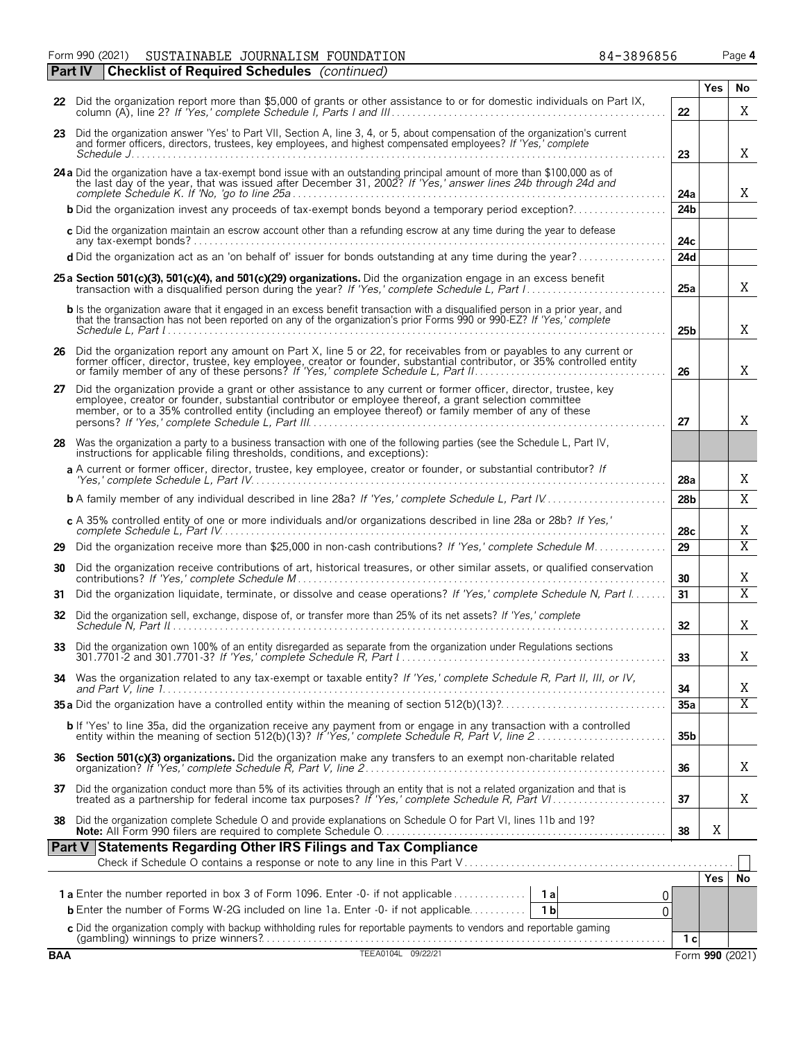Form 990 (2021) SUSTAINABLE JOURNALISM FOUNDATION 84-3896856

## Part IV Checklist of Required Schedules *(continued)*

| | | | Yes | No |
|---|---|---|---|---|
| **22** | Did the organization report more than $5,000 of grants or other assistance to or for domestic individuals on Part IX, column (A), line 2? *If 'Yes,' complete Schedule I, Parts I and III* | 22 | | X |
| **23** | Did the organization answer 'Yes' to Part VII, Section A, line 3, 4, or 5, about compensation of the organization's current and former officers, directors, trustees, key employees, and highest compensated employees? *If 'Yes,' complete Schedule J* | 23 | | X |
| **24a** | Did the organization have a tax-exempt bond issue with an outstanding principal amount of more than $100,000 as of the last day of the year, that was issued after December 31, 2002? *If 'Yes,' answer lines 24b through 24d and complete Schedule K. If 'No,' go to line 25a* | 24a | | X |
| **b** | Did the organization invest any proceeds of tax-exempt bonds beyond a temporary period exception? | 24b | | |
| **c** | Did the organization maintain an escrow account other than a refunding escrow at any time during the year to defease any tax-exempt bonds? | 24c | | |
| **d** | Did the organization act as an 'on behalf of' issuer for bonds outstanding at any time during the year? | 24d | | |
| **25a** | **Section 501(c)(3), 501(c)(4), and 501(c)(29) organizations.** Did the organization engage in an excess benefit transaction with a disqualified person during the year? *If 'Yes,' complete Schedule L, Part I* | 25a | | X |
| **b** | Is the organization aware that it engaged in an excess benefit transaction with a disqualified person in a prior year, and that the transaction has not been reported on any of the organization's prior Forms 990 or 990-EZ? *If 'Yes,' complete Schedule L, Part I* | 25b | | X |
| **26** | Did the organization report any amount on Part X, line 5 or 22, for receivables from or payables to any current or former officer, director, trustee, key employee, creator or founder, substantial contributor, or 35% controlled entity or family member of any of these persons? *If 'Yes,' complete Schedule L, Part II* | 26 | | X |
| **27** | Did the organization provide a grant or other assistance to any current or former officer, director, trustee, key employee, creator or founder, substantial contributor or employee thereof, a grant selection committee member, or to a 35% controlled entity (including an employee thereof) or family member of any of these persons? *If 'Yes,' complete Schedule L, Part III* | 27 | | X |
| **28** | Was the organization a party to a business transaction with one of the following parties (see the Schedule L, Part IV, instructions for applicable filing thresholds, conditions, and exceptions): | | | |
| **a** | A current or former officer, director, trustee, key employee, creator or founder, or substantial contributor? *If 'Yes,' complete Schedule L, Part IV* | 28a | | X |
| **b** | A family member of any individual described in line 28a? *If 'Yes,' complete Schedule L, Part IV* | 28b | | X |
| **c** | A 35% controlled entity of one or more individuals and/or organizations described in line 28a or 28b? *If 'Yes,' complete Schedule L, Part IV* | 28c | | X |
| **29** | Did the organization receive more than $25,000 in non-cash contributions? *If 'Yes,' complete Schedule M* | 29 | | X |
| **30** | Did the organization receive contributions of art, historical treasures, or other similar assets, or qualified conservation contributions? *If 'Yes,' complete Schedule M* | 30 | | X |
| **31** | Did the organization liquidate, terminate, or dissolve and cease operations? *If 'Yes,' complete Schedule N, Part I* | 31 | | X |
| **32** | Did the organization sell, exchange, dispose of, or transfer more than 25% of its net assets? *If 'Yes,' complete Schedule N, Part II* | 32 | | X |
| **33** | Did the organization own 100% of an entity disregarded as separate from the organization under Regulations sections 301.7701-2 and 301.7701-3? *If 'Yes,' complete Schedule R, Part I* | 33 | | X |
| **34** | Was the organization related to any tax-exempt or taxable entity? *If 'Yes,' complete Schedule R, Part II, III, or IV, and Part V, line 1* | 34 | | X |
| **35a** | Did the organization have a controlled entity within the meaning of section 512(b)(13)? | 35a | | X |
| **b** | If 'Yes' to line 35a, did the organization receive any payment from or engage in any transaction with a controlled entity within the meaning of section 512(b)(13)? *If 'Yes,' complete Schedule R, Part V, line 2* | 35b | | |
| **36** | **Section 501(c)(3) organizations.** Did the organization make any transfers to an exempt non-charitable related organization? *If 'Yes,' complete Schedule R, Part V, line 2* | 36 | | X |
| **37** | Did the organization conduct more than 5% of its activities through an entity that is not a related organization and that is treated as a partnership for federal income tax purposes? *If 'Yes,' complete Schedule R, Part VI* | 37 | | X |
| **38** | Did the organization complete Schedule O and provide explanations on Schedule O for Part VI, lines 11b and 19? **Note:** All Form 990 filers are required to complete Schedule O. | 38 | X | |

## Part V Statements Regarding Other IRS Filings and Tax Compliance

Check if Schedule O contains a response or note to any line in this Part V ☐

| | | | | | Yes | No |
|---|---|---|---|---|---|---|
| **1a** | Enter the number reported in box 3 of Form 1096. Enter -0- if not applicable | 1a | 0 | | | |
| **b** | Enter the number of Forms W-2G included on line 1a. Enter -0- if not applicable | 1b | 0 | | | |
| **c** | Did the organization comply with backup withholding rules for reportable payments to vendors and reportable gaming (gambling) winnings to prize winners? | | | 1c | | |

BAA TEEA0104L 09/22/21 Form **990** (2021)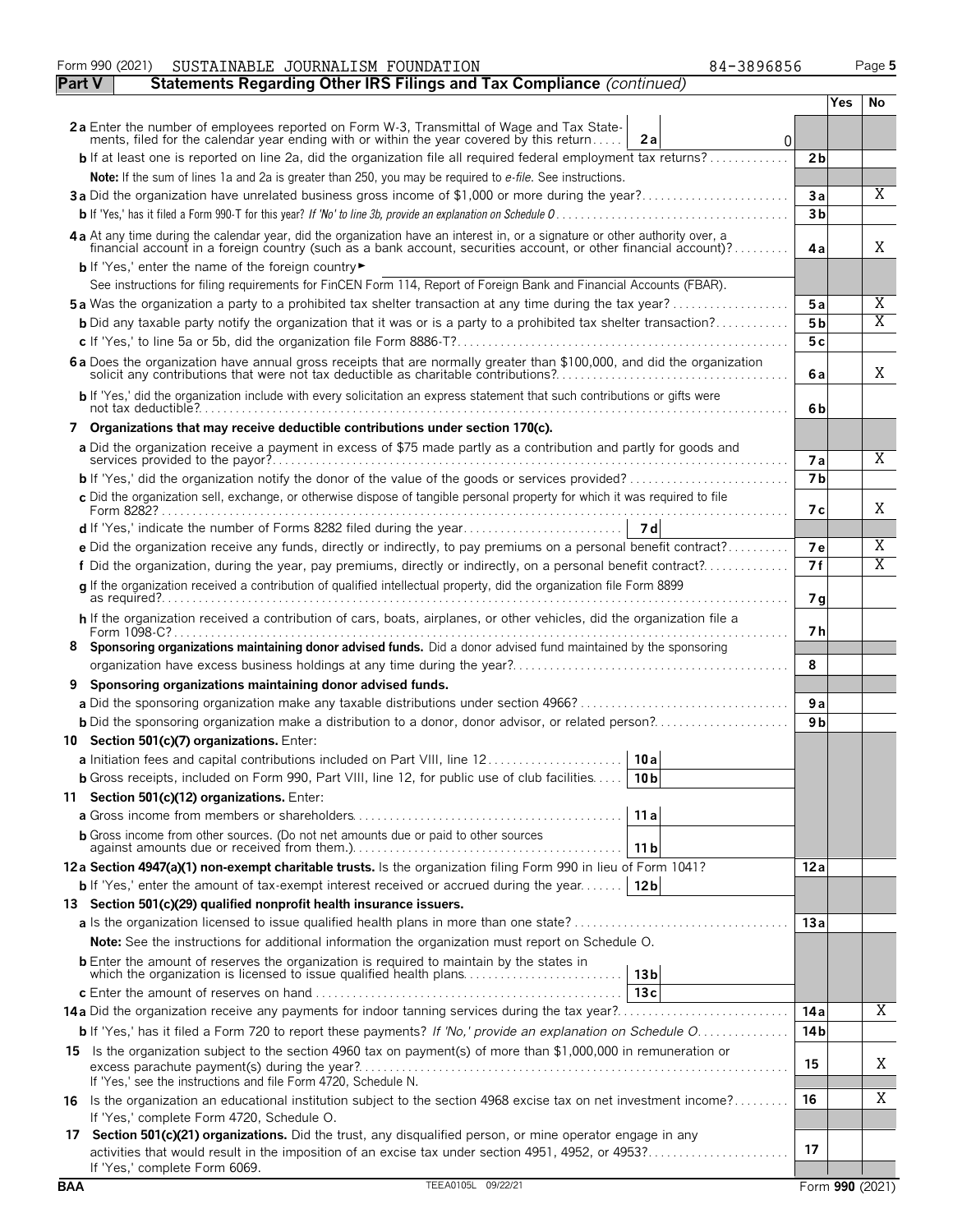Form 990 (2021) SUSTAINABLE JOURNALISM FOUNDATION 84-3896856

## Part V Statements Regarding Other IRS Filings and Tax Compliance *(continued)*

| | | | Yes | No |
|---|---|---|---|---|
| **2a** | Enter the number of employees reported on Form W-3, Transmittal of Wage and Tax Statements, filed for the calendar year ending with or within the year covered by this return — **2a** 0 | | | |
| **b** | If at least one is reported on line 2a, did the organization file all required federal employment tax returns? | 2b | | |
| | **Note:** If the sum of lines 1a and 2a is greater than 250, you may be required to *e-file*. See instructions. | | | |
| **3a** | Did the organization have unrelated business gross income of $1,000 or more during the year? | 3a | | X |
| **b** | If 'Yes,' has it filed a Form 990-T for this year? *If 'No' to line 3b, provide an explanation on Schedule O* | 3b | | |
| **4a** | At any time during the calendar year, did the organization have an interest in, or a signature or other authority over, a financial account in a foreign country (such as a bank account, securities account, or other financial account)? | 4a | | X |
| **b** | If 'Yes,' enter the name of the foreign country ► | | | |
| | See instructions for filing requirements for FinCEN Form 114, Report of Foreign Bank and Financial Accounts (FBAR). | | | |
| **5a** | Was the organization a party to a prohibited tax shelter transaction at any time during the tax year? | 5a | | X |
| **b** | Did any taxable party notify the organization that it was or is a party to a prohibited tax shelter transaction? | 5b | | X |
| **c** | If 'Yes,' to line 5a or 5b, did the organization file Form 8886-T? | 5c | | |
| **6a** | Does the organization have annual gross receipts that are normally greater than $100,000, and did the organization solicit any contributions that were not tax deductible as charitable contributions? | 6a | | X |
| **b** | If 'Yes,' did the organization include with every solicitation an express statement that such contributions or gifts were not tax deductible? | 6b | | |
| **7** | **Organizations that may receive deductible contributions under section 170(c).** | | | |
| **a** | Did the organization receive a payment in excess of $75 made partly as a contribution and partly for goods and services provided to the payor? | 7a | | X |
| **b** | If 'Yes,' did the organization notify the donor of the value of the goods or services provided? | 7b | | |
| **c** | Did the organization sell, exchange, or otherwise dispose of tangible personal property for which it was required to file Form 8282? | 7c | | X |
| **d** | If 'Yes,' indicate the number of Forms 8282 filed during the year — **7d** | | | |
| **e** | Did the organization receive any funds, directly or indirectly, to pay premiums on a personal benefit contract? | 7e | | X |
| **f** | Did the organization, during the year, pay premiums, directly or indirectly, on a personal benefit contract? | 7f | | X |
| **g** | If the organization received a contribution of qualified intellectual property, did the organization file Form 8899 as required? | 7g | | |
| **h** | If the organization received a contribution of cars, boats, airplanes, or other vehicles, did the organization file a Form 1098-C? | 7h | | |
| **8** | **Sponsoring organizations maintaining donor advised funds.** Did a donor advised fund maintained by the sponsoring organization have excess business holdings at any time during the year? | 8 | | |
| **9** | **Sponsoring organizations maintaining donor advised funds.** | | | |
| **a** | Did the sponsoring organization make any taxable distributions under section 4966? | 9a | | |
| **b** | Did the sponsoring organization make a distribution to a donor, donor advisor, or related person? | 9b | | |
| **10** | **Section 501(c)(7) organizations.** Enter: | | | |
| **a** | Initiation fees and capital contributions included on Part VIII, line 12 — **10a** | | | |
| **b** | Gross receipts, included on Form 990, Part VIII, line 12, for public use of club facilities — **10b** | | | |
| **11** | **Section 501(c)(12) organizations.** Enter: | | | |
| **a** | Gross income from members or shareholders — **11a** | | | |
| **b** | Gross income from other sources. (Do not net amounts due or paid to other sources against amounts due or received from them.) — **11b** | | | |
| **12a** | **Section 4947(a)(1) non-exempt charitable trusts.** Is the organization filing Form 990 in lieu of Form 1041? | 12a | | |
| **b** | If 'Yes,' enter the amount of tax-exempt interest received or accrued during the year — **12b** | | | |
| **13** | **Section 501(c)(29) qualified nonprofit health insurance issuers.** | | | |
| **a** | Is the organization licensed to issue qualified health plans in more than one state? | 13a | | |
| | **Note:** See the instructions for additional information the organization must report on Schedule O. | | | |
| **b** | Enter the amount of reserves the organization is required to maintain by the states in which the organization is licensed to issue qualified health plans — **13b** | | | |
| **c** | Enter the amount of reserves on hand — **13c** | | | |
| **14a** | Did the organization receive any payments for indoor tanning services during the tax year? | 14a | | X |
| **b** | If 'Yes,' has it filed a Form 720 to report these payments? *If 'No,' provide an explanation on Schedule O* | 14b | | |
| **15** | Is the organization subject to the section 4960 tax on payment(s) of more than $1,000,000 in remuneration or excess parachute payment(s) during the year? If 'Yes,' see the instructions and file Form 4720, Schedule N. | 15 | | X |
| **16** | Is the organization an educational institution subject to the section 4968 excise tax on net investment income? If 'Yes,' complete Form 4720, Schedule O. | 16 | | X |
| **17** | **Section 501(c)(21) organizations.** Did the trust, any disqualified person, or mine operator engage in any activities that would result in the imposition of an excise tax under section 4951, 4952, or 4953? If 'Yes,' complete Form 6069. | 17 | | |

BAA TEEA0105L 09/22/21 Form **990** (2021)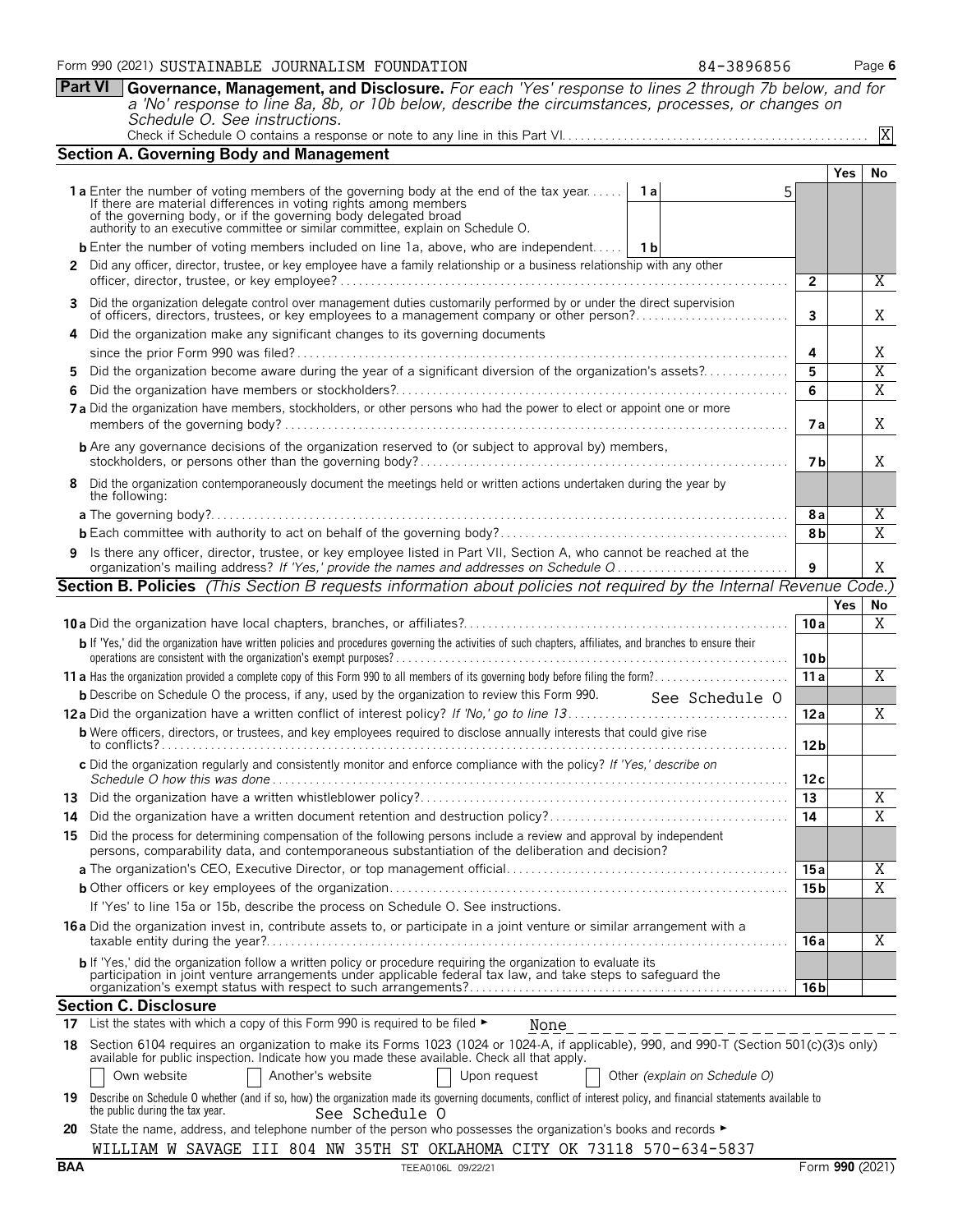Form 990 (2021) SUSTAINABLE JOURNALISM FOUNDATION 84-3896856

## Part VI Governance, Management, and Disclosure.

*For each 'Yes' response to lines 2 through 7b below, and for a 'No' response to line 8a, 8b, or 10b below, describe the circumstances, processes, or changes on Schedule O. See instructions.*

Check if Schedule O contains a response or note to any line in this Part VI. [X]

### Section A. Governing Body and Management

| | | | Yes | No |
|---|---|---|---|---|
| **1a** Enter the number of voting members of the governing body at the end of the tax year. If there are material differences in voting rights among members of the governing body, or if the governing body delegated broad authority to an executive committee or similar committee, explain on Schedule O. | 1a 5 | | | |
| **b** Enter the number of voting members included on line 1a, above, who are independent. | 1b | | | |
| **2** Did any officer, director, trustee, or key employee have a family relationship or a business relationship with any other officer, director, trustee, or key employee? | | 2 | | X |
| **3** Did the organization delegate control over management duties customarily performed by or under the direct supervision of officers, directors, trustees, or key employees to a management company or other person? | | 3 | | X |
| **4** Did the organization make any significant changes to its governing documents since the prior Form 990 was filed? | | 4 | | X |
| **5** Did the organization become aware during the year of a significant diversion of the organization's assets? | | 5 | | X |
| **6** Did the organization have members or stockholders? | | 6 | | X |
| **7a** Did the organization have members, stockholders, or other persons who had the power to elect or appoint one or more members of the governing body? | | 7a | | X |
| **b** Are any governance decisions of the organization reserved to (or subject to approval by) members, stockholders, or persons other than the governing body? | | 7b | | X |
| **8** Did the organization contemporaneously document the meetings held or written actions undertaken during the year by the following: | | | | |
| **a** The governing body? | | 8a | | X |
| **b** Each committee with authority to act on behalf of the governing body? | | 8b | | X |
| **9** Is there any officer, director, trustee, or key employee listed in Part VII, Section A, who cannot be reached at the organization's mailing address? *If 'Yes,' provide the names and addresses on Schedule O* | | 9 | | X |

### Section B. Policies *(This Section B requests information about policies not required by the Internal Revenue Code.)*

| | | Yes | No |
|---|---|---|---|
| **10a** Did the organization have local chapters, branches, or affiliates? | 10a | | X |
| **b** If 'Yes,' did the organization have written policies and procedures governing the activities of such chapters, affiliates, and branches to ensure their operations are consistent with the organization's exempt purposes? | 10b | | |
| **11a** Has the organization provided a complete copy of this Form 990 to all members of its governing body before filing the form? | 11a | | X |
| **b** Describe on Schedule O the process, if any, used by the organization to review this Form 990. See Schedule O | | | |
| **12a** Did the organization have a written conflict of interest policy? *If 'No,' go to line 13* | 12a | | X |
| **b** Were officers, directors, or trustees, and key employees required to disclose annually interests that could give rise to conflicts? | 12b | | |
| **c** Did the organization regularly and consistently monitor and enforce compliance with the policy? *If 'Yes,' describe on Schedule O how this was done* | 12c | | |
| **13** Did the organization have a written whistleblower policy? | 13 | | X |
| **14** Did the organization have a written document retention and destruction policy? | 14 | | X |
| **15** Did the process for determining compensation of the following persons include a review and approval by independent persons, comparability data, and contemporaneous substantiation of the deliberation and decision? | | | |
| **a** The organization's CEO, Executive Director, or top management official | 15a | | X |
| **b** Other officers or key employees of the organization | 15b | | X |
| If 'Yes' to line 15a or 15b, describe the process on Schedule O. See instructions. | | | |
| **16a** Did the organization invest in, contribute assets to, or participate in a joint venture or similar arrangement with a taxable entity during the year? | 16a | | X |
| **b** If 'Yes,' did the organization follow a written policy or procedure requiring the organization to evaluate its participation in joint venture arrangements under applicable federal tax law, and take steps to safeguard the organization's exempt status with respect to such arrangements? | 16b | | |

### Section C. Disclosure

**17** List the states with which a copy of this Form 990 is required to be filed ► None

**18** Section 6104 requires an organization to make its Forms 1023 (1024 or 1024-A, if applicable), 990, and 990-T (Section 501(c)(3)s only) available for public inspection. Indicate how you made these available. Check all that apply.

[ ] Own website  [ ] Another's website  [ ] Upon request  [ ] Other *(explain on Schedule O)*

**19** Describe on Schedule O whether (and if so, how) the organization made its governing documents, conflict of interest policy, and financial statements available to the public during the tax year. See Schedule O

**20** State the name, address, and telephone number of the person who possesses the organization's books and records ►

WILLIAM W SAVAGE III 804 NW 35TH ST OKLAHOMA CITY OK 73118 570-634-5837

BAA TEEA0106L 09/22/21 Form **990** (2021)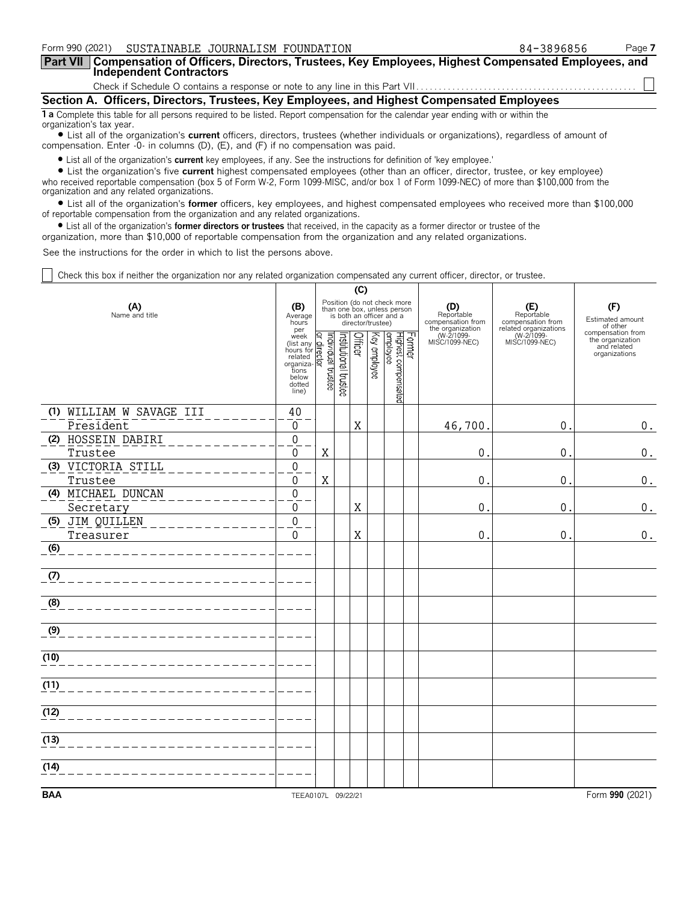Form 990 (2021) SUSTAINABLE JOURNALISM FOUNDATION 84-3896856

**Part VII Compensation of Officers, Directors, Trustees, Key Employees, Highest Compensated Employees, and Independent Contractors**

Check if Schedule O contains a response or note to any line in this Part VII ☐

## Section A. Officers, Directors, Trustees, Key Employees, and Highest Compensated Employees

**1 a** Complete this table for all persons required to be listed. Report compensation for the calendar year ending with or within the organization's tax year.

- List all of the organization's **current** officers, directors, trustees (whether individuals or organizations), regardless of amount of compensation. Enter -0- in columns (D), (E), and (F) if no compensation was paid.
- List all of the organization's **current** key employees, if any. See the instructions for definition of 'key employee.'
- List the organization's five **current** highest compensated employees (other than an officer, director, trustee, or key employee) who received reportable compensation (box 5 of Form W-2, Form 1099-MISC, and/or box 1 of Form 1099-NEC) of more than $100,000 from the organization and any related organizations.
- List all of the organization's **former** officers, key employees, and highest compensated employees who received more than $100,000 of reportable compensation from the organization and any related organizations.
- List all of the organization's **former directors or trustees** that received, in the capacity as a former director or trustee of the organization, more than $10,000 of reportable compensation from the organization and any related organizations.

See the instructions for the order in which to list the persons above.

☐ Check this box if neither the organization nor any related organization compensated any current officer, director, or trustee.

| (A) Name and title | (B) Average hours per week (list any hours for related organizations below dotted line) | (C) Individual trustee or director | Institutional trustee | Officer | Key employee | Highest compensated employee | Former | (D) Reportable compensation from the organization (W-2/1099-MISC/1099-NEC) | (E) Reportable compensation from related organizations (W-2/1099-MISC/1099-NEC) | (F) Estimated amount of other compensation from the organization and related organizations |
|---|---|---|---|---|---|---|---|---|---|---|
| (1) WILLIAM W SAVAGE III<br>President | 40<br>0 | | | X | | | | 46,700. | 0. | 0. |
| (2) HOSSEIN DABIRI<br>Trustee | 0<br>0 | X | | | | | | 0. | 0. | 0. |
| (3) VICTORIA STILL<br>Trustee | 0<br>0 | X | | | | | | 0. | 0. | 0. |
| (4) MICHAEL DUNCAN<br>Secretary | 0<br>0 | | | X | | | | 0. | 0. | 0. |
| (5) JIM QUILLEN<br>Treasurer | 0<br>0 | | | X | | | | 0. | 0. | 0. |
| (6) | | | | | | | | | | |
| (7) | | | | | | | | | | |
| (8) | | | | | | | | | | |
| (9) | | | | | | | | | | |
| (10) | | | | | | | | | | |
| (11) | | | | | | | | | | |
| (12) | | | | | | | | | | |
| (13) | | | | | | | | | | |
| (14) | | | | | | | | | | |

BAA TEEA0107L 09/22/21 Form **990** (2021)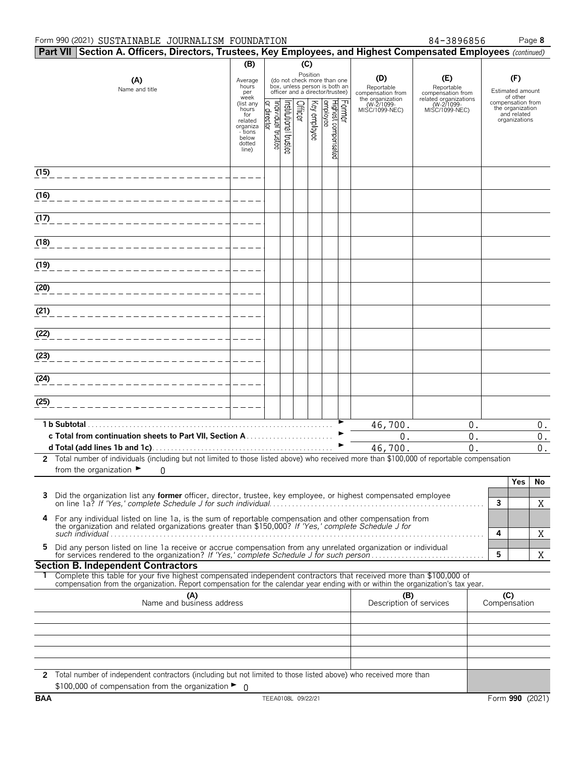Form 990 (2021) SUSTAINABLE JOURNALISM FOUNDATION 84-3896856 Page **8**

## Part VII Section A. Officers, Directors, Trustees, Key Employees, and Highest Compensated Employees *(continued)*

| (A) Name and title | (B) Average hours per week (list any hours for related organizations below dotted line) | (C) Position: Individual trustee or director | Institutional trustee | Officer | Key employee | Highest compensated employee | Former | (D) Reportable compensation from the organization (W-2/1099-MISC/1099-NEC) | (E) Reportable compensation from related organizations (W-2/1099-MISC/1099-NEC) | (F) Estimated amount of other compensation from the organization and related organizations |
|---|---|---|---|---|---|---|---|---|---|---|
| (15) | | | | | | | | | | |
| (16) | | | | | | | | | | |
| (17) | | | | | | | | | | |
| (18) | | | | | | | | | | |
| (19) | | | | | | | | | | |
| (20) | | | | | | | | | | |
| (21) | | | | | | | | | | |
| (22) | | | | | | | | | | |
| (23) | | | | | | | | | | |
| (24) | | | | | | | | | | |
| (25) | | | | | | | | | | |
| **1 b Subtotal** | | | | | | | | 46,700. | 0. | 0. |
| **c Total from continuation sheets to Part VII, Section A** | | | | | | | | 0. | 0. | 0. |
| **d Total (add lines 1b and 1c)** | | | | | | | | 46,700. | 0. | 0. |

**2** Total number of individuals (including but not limited to those listed above) who received more than $100,000 of reportable compensation from the organization ► 0

| | | Yes | No |
|---|---|---|---|
| **3** Did the organization list any **former** officer, director, trustee, key employee, or highest compensated employee on line 1a? *If 'Yes,' complete Schedule J for such individual* | 3 | | X |
| **4** For any individual listed on line 1a, is the sum of reportable compensation and other compensation from the organization and related organizations greater than $150,000? *If 'Yes,' complete Schedule J for such individual* | 4 | | X |
| **5** Did any person listed on line 1a receive or accrue compensation from any unrelated organization or individual for services rendered to the organization? *If 'Yes,' complete Schedule J for such person* | 5 | | X |

## Section B. Independent Contractors

**1** Complete this table for your five highest compensated independent contractors that received more than $100,000 of compensation from the organization. Report compensation for the calendar year ending with or within the organization's tax year.

| (A) Name and business address | (B) Description of services | (C) Compensation |
|---|---|---|
| | | |
| | | |
| | | |
| | | |
| | | |

**2** Total number of independent contractors (including but not limited to those listed above) who received more than $100,000 of compensation from the organization ► 0

BAA TEEA0108L 09/22/21 Form **990** (2021)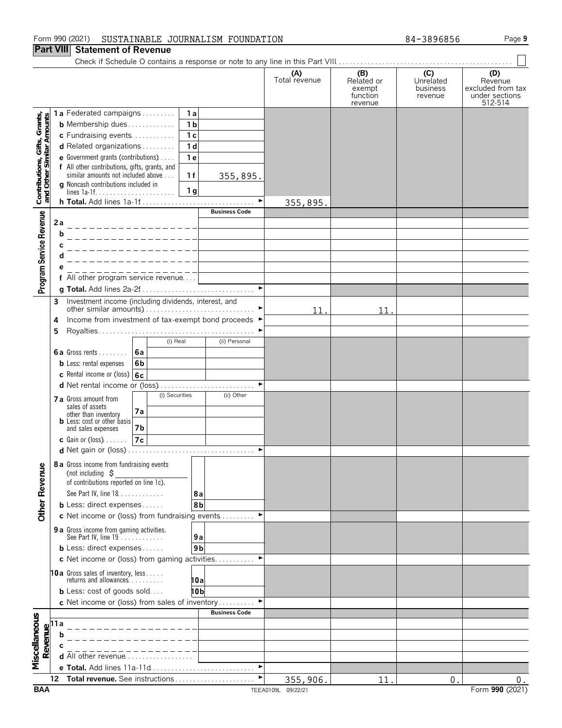Form 990 (2021) SUSTAINABLE JOURNALISM FOUNDATION 84-3896856

## Part VIII Statement of Revenue

Check if Schedule O contains a response or note to any line in this Part VIII

| | | | (A) Total revenue | (B) Related or exempt function revenue | (C) Unrelated business revenue | (D) Revenue excluded from tax under sections 512-514 |
|---|---|---|---|---|---|---|
| **Contributions, Gifts, Grants, and Other Similar Amounts** | 1a Federated campaigns | 1a | | | | |
| | b Membership dues | 1b | | | | |
| | c Fundraising events | 1c | | | | |
| | d Related organizations | 1d | | | | |
| | e Government grants (contributions) | 1e | | | | |
| | f All other contributions, gifts, grants, and similar amounts not included above | 1f 355,895. | | | | |
| | g Noncash contributions included in lines 1a-1f | 1g | | | | |
| | h **Total.** Add lines 1a-1f | | 355,895. | | | |
| **Program Service Revenue** | | Business Code | | | | |
| | 2a | | | | | |
| | b | | | | | |
| | c | | | | | |
| | d | | | | | |
| | e | | | | | |
| | f All other program service revenue | | | | | |
| | g **Total.** Add lines 2a-2f | | | | | |
| **Other Revenue** | 3 Investment income (including dividends, interest, and other similar amounts) | | 11. | 11. | | |
| | 4 Income from investment of tax-exempt bond proceeds | | | | | |
| | 5 Royalties | | | | | |
| | | (i) Real / (ii) Personal | | | | |
| | 6a Gross rents | 6a | | | | |
| | b Less: rental expenses | 6b | | | | |
| | c Rental income or (loss) | 6c | | | | |
| | d Net rental income or (loss) | | | | | |
| | | (i) Securities / (ii) Other | | | | |
| | 7a Gross amount from sales of assets other than inventory | 7a | | | | |
| | b Less: cost or other basis and sales expenses | 7b | | | | |
| | c Gain or (loss) | 7c | | | | |
| | d Net gain or (loss) | | | | | |
| | 8a Gross income from fundraising events (not including $ of contributions reported on line 1c). See Part IV, line 18 | 8a | | | | |
| | b Less: direct expenses | 8b | | | | |
| | c Net income or (loss) from fundraising events | | | | | |
| | 9a Gross income from gaming activities. See Part IV, line 19 | 9a | | | | |
| | b Less: direct expenses | 9b | | | | |
| | c Net income or (loss) from gaming activities | | | | | |
| | 10a Gross sales of inventory, less returns and allowances | 10a | | | | |
| | b Less: cost of goods sold | 10b | | | | |
| | c Net income or (loss) from sales of inventory | | | | | |
| **Miscellaneous Revenue** | | Business Code | | | | |
| | 11a | | | | | |
| | b | | | | | |
| | c | | | | | |
| | d All other revenue | | | | | |
| | e **Total.** Add lines 11a-11d | | | | | |
| | 12 **Total revenue.** See instructions | | 355,906. | 11. | 0. | 0. |

BAA TEEA0109L 09/22/21 Form **990** (2021)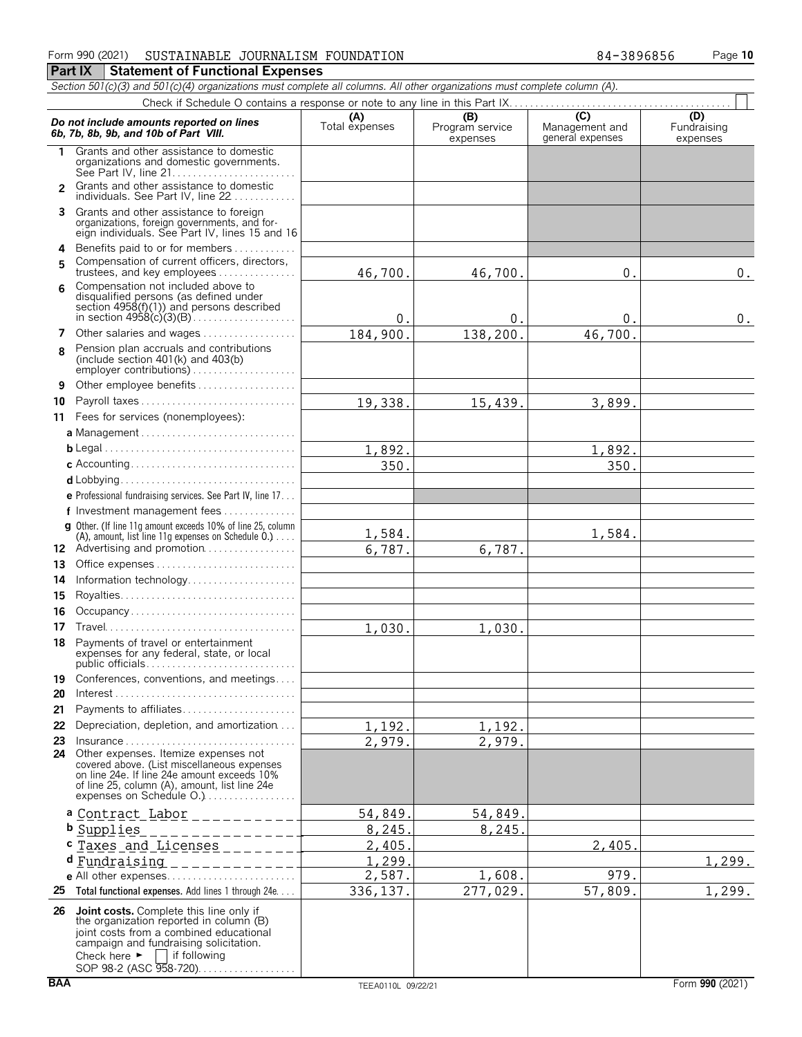Form 990 (2021) SUSTAINABLE JOURNALISM FOUNDATION 84-3896856

## Part IX Statement of Functional Expenses

*Section 501(c)(3) and 501(c)(4) organizations must complete all columns. All other organizations must complete column (A).*

Check if Schedule O contains a response or note to any line in this Part IX . . . . ☐

| *Do not include amounts reported on lines 6b, 7b, 8b, 9b, and 10b of Part VIII.* | (A) Total expenses | (B) Program service expenses | (C) Management and general expenses | (D) Fundraising expenses |
|---|---|---|---|---|
| 1 Grants and other assistance to domestic organizations and domestic governments. See Part IV, line 21 | | | | |
| 2 Grants and other assistance to domestic individuals. See Part IV, line 22 | | | | |
| 3 Grants and other assistance to foreign organizations, foreign governments, and foreign individuals. See Part IV, lines 15 and 16 | | | | |
| 4 Benefits paid to or for members | | | | |
| 5 Compensation of current officers, directors, trustees, and key employees | 46,700. | 46,700. | 0. | 0. |
| 6 Compensation not included above to disqualified persons (as defined under section 4958(f)(1)) and persons described in section 4958(c)(3)(B) | 0. | 0. | 0. | 0. |
| 7 Other salaries and wages | 184,900. | 138,200. | 46,700. | |
| 8 Pension plan accruals and contributions (include section 401(k) and 403(b) employer contributions) | | | | |
| 9 Other employee benefits | | | | |
| 10 Payroll taxes | 19,338. | 15,439. | 3,899. | |
| 11 Fees for services (nonemployees): | | | | |
| a Management | | | | |
| b Legal | 1,892. | | 1,892. | |
| c Accounting | 350. | | 350. | |
| d Lobbying | | | | |
| e Professional fundraising services. See Part IV, line 17 | | | | |
| f Investment management fees | | | | |
| g Other. (If line 11g amount exceeds 10% of line 25, column (A), amount, list line 11g expenses on Schedule O.) | 1,584. | | 1,584. | |
| 12 Advertising and promotion | 6,787. | 6,787. | | |
| 13 Office expenses | | | | |
| 14 Information technology | | | | |
| 15 Royalties | | | | |
| 16 Occupancy | | | | |
| 17 Travel | 1,030. | 1,030. | | |
| 18 Payments of travel or entertainment expenses for any federal, state, or local public officials | | | | |
| 19 Conferences, conventions, and meetings | | | | |
| 20 Interest | | | | |
| 21 Payments to affiliates | | | | |
| 22 Depreciation, depletion, and amortization | 1,192. | 1,192. | | |
| 23 Insurance | 2,979. | 2,979. | | |
| 24 Other expenses. Itemize expenses not covered above. (List miscellaneous expenses on line 24e. If line 24e amount exceeds 10% of line 25, column (A), amount, list line 24e expenses on Schedule O.) | | | | |
| a Contract Labor | 54,849. | 54,849. | | |
| b Supplies | 8,245. | 8,245. | | |
| c Taxes and Licenses | 2,405. | | 2,405. | |
| d Fundraising | 1,299. | | | 1,299. |
| e All other expenses | 2,587. | 1,608. | 979. | |
| 25 **Total functional expenses.** Add lines 1 through 24e | 336,137. | 277,029. | 57,809. | 1,299. |
| 26 **Joint costs.** Complete this line only if the organization reported in column (B) joint costs from a combined educational campaign and fundraising solicitation. Check here ► ☐ if following SOP 98-2 (ASC 958-720) | | | | |

BAA TEEA0110L 09/22/21 Form **990** (2021)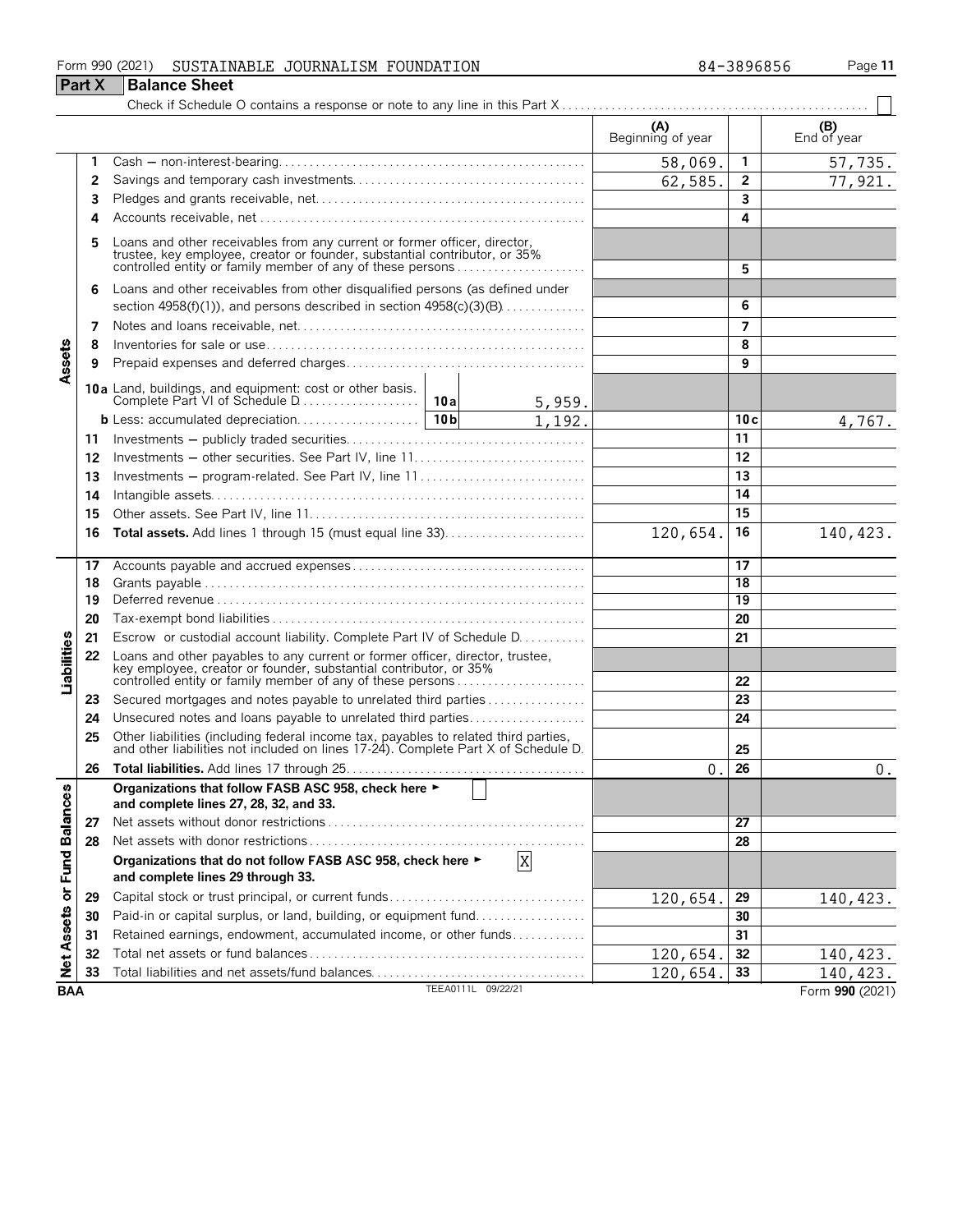Form 990 (2021) SUSTAINABLE JOURNALISM FOUNDATION 84-3896856

## Part X Balance Sheet

Check if Schedule O contains a response or note to any line in this Part X . . . . . . ☐

| | | | (A) Beginning of year | | (B) End of year |
|---|---|---|---|---|---|
| Assets | 1 | Cash — non-interest-bearing | 58,069. | 1 | 57,735. |
| | 2 | Savings and temporary cash investments | 62,585. | 2 | 77,921. |
| | 3 | Pledges and grants receivable, net | | 3 | |
| | 4 | Accounts receivable, net | | 4 | |
| | 5 | Loans and other receivables from any current or former officer, director, trustee, key employee, creator or founder, substantial contributor, or 35% controlled entity or family member of any of these persons | | 5 | |
| | 6 | Loans and other receivables from other disqualified persons (as defined under section 4958(f)(1)), and persons described in section 4958(c)(3)(B) | | 6 | |
| | 7 | Notes and loans receivable, net | | 7 | |
| | 8 | Inventories for sale or use | | 8 | |
| | 9 | Prepaid expenses and deferred charges | | 9 | |
| | 10a | Land, buildings, and equipment: cost or other basis. Complete Part VI of Schedule D . . . 10a 5,959. | | | |
| | b | Less: accumulated depreciation . . . 10b 1,192. | | 10c | 4,767. |
| | 11 | Investments — publicly traded securities | | 11 | |
| | 12 | Investments — other securities. See Part IV, line 11 | | 12 | |
| | 13 | Investments — program-related. See Part IV, line 11 | | 13 | |
| | 14 | Intangible assets | | 14 | |
| | 15 | Other assets. See Part IV, line 11 | | 15 | |
| | 16 | **Total assets.** Add lines 1 through 15 (must equal line 33) | 120,654. | 16 | 140,423. |
| Liabilities | 17 | Accounts payable and accrued expenses | | 17 | |
| | 18 | Grants payable | | 18 | |
| | 19 | Deferred revenue | | 19 | |
| | 20 | Tax-exempt bond liabilities | | 20 | |
| | 21 | Escrow or custodial account liability. Complete Part IV of Schedule D | | 21 | |
| | 22 | Loans and other payables to any current or former officer, director, trustee, key employee, creator or founder, substantial contributor, or 35% controlled entity or family member of any of these persons | | 22 | |
| | 23 | Secured mortgages and notes payable to unrelated third parties | | 23 | |
| | 24 | Unsecured notes and loans payable to unrelated third parties | | 24 | |
| | 25 | Other liabilities (including federal income tax, payables to related third parties, and other liabilities not included on lines 17-24). Complete Part X of Schedule D | | 25 | |
| | 26 | **Total liabilities.** Add lines 17 through 25 | 0. | 26 | 0. |
| Net Assets or Fund Balances | | **Organizations that follow FASB ASC 958, check here ► ☐ and complete lines 27, 28, 32, and 33.** | | | |
| | 27 | Net assets without donor restrictions | | 27 | |
| | 28 | Net assets with donor restrictions | | 28 | |
| | | **Organizations that do not follow FASB ASC 958, check here ► ☒ and complete lines 29 through 33.** | | | |
| | 29 | Capital stock or trust principal, or current funds | 120,654. | 29 | 140,423. |
| | 30 | Paid-in or capital surplus, or land, building, or equipment fund | | 30 | |
| | 31 | Retained earnings, endowment, accumulated income, or other funds | | 31 | |
| | 32 | Total net assets or fund balances | 120,654. | 32 | 140,423. |
| | 33 | Total liabilities and net assets/fund balances | 120,654. | 33 | 140,423. |

BAA TEEA0111L 09/22/21 Form **990** (2021)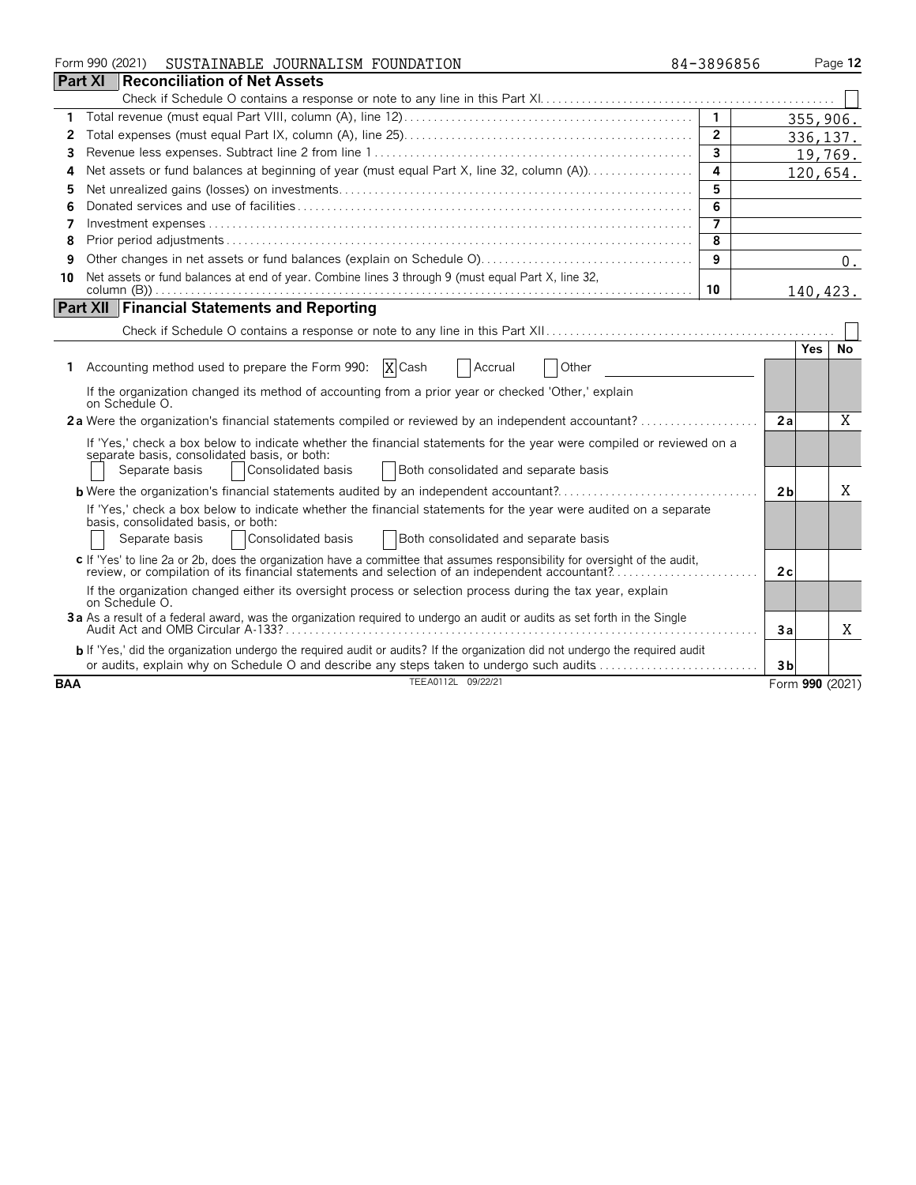Form 990 (2021) SUSTAINABLE JOURNALISM FOUNDATION 84-3896856

## Part XI Reconciliation of Net Assets

Check if Schedule O contains a response or note to any line in this Part XI. [ ]

| | | | |
|---|---|---|---|
| 1 | Total revenue (must equal Part VIII, column (A), line 12) | 1 | 355,906. |
| 2 | Total expenses (must equal Part IX, column (A), line 25) | 2 | 336,137. |
| 3 | Revenue less expenses. Subtract line 2 from line 1 | 3 | 19,769. |
| 4 | Net assets or fund balances at beginning of year (must equal Part X, line 32, column (A)) | 4 | 120,654. |
| 5 | Net unrealized gains (losses) on investments | 5 | |
| 6 | Donated services and use of facilities | 6 | |
| 7 | Investment expenses | 7 | |
| 8 | Prior period adjustments | 8 | |
| 9 | Other changes in net assets or fund balances (explain on Schedule O) | 9 | 0. |
| 10 | Net assets or fund balances at end of year. Combine lines 3 through 9 (must equal Part X, line 32, column (B)) | 10 | 140,423. |

## Part XII Financial Statements and Reporting

Check if Schedule O contains a response or note to any line in this Part XII [ ]

| | | | Yes | No |
|---|---|---|---|---|
| 1 | Accounting method used to prepare the Form 990: [X] Cash [ ] Accrual [ ] Other | | | |
| | If the organization changed its method of accounting from a prior year or checked 'Other,' explain on Schedule O. | | | |
| 2a | Were the organization's financial statements compiled or reviewed by an independent accountant? | 2a | | X |
| | If 'Yes,' check a box below to indicate whether the financial statements for the year were compiled or reviewed on a separate basis, consolidated basis, or both: [ ] Separate basis [ ] Consolidated basis [ ] Both consolidated and separate basis | | | |
| b | Were the organization's financial statements audited by an independent accountant? | 2b | | X |
| | If 'Yes,' check a box below to indicate whether the financial statements for the year were audited on a separate basis, consolidated basis, or both: [ ] Separate basis [ ] Consolidated basis [ ] Both consolidated and separate basis | | | |
| c | If 'Yes' to line 2a or 2b, does the organization have a committee that assumes responsibility for oversight of the audit, review, or compilation of its financial statements and selection of an independent accountant? | 2c | | |
| | If the organization changed either its oversight process or selection process during the tax year, explain on Schedule O. | | | |
| 3a | As a result of a federal award, was the organization required to undergo an audit or audits as set forth in the Single Audit Act and OMB Circular A-133? | 3a | | X |
| b | If 'Yes,' did the organization undergo the required audit or audits? If the organization did not undergo the required audit or audits, explain why on Schedule O and describe any steps taken to undergo such audits | 3b | | |

BAA TEEA0112L 09/22/21 Form **990** (2021)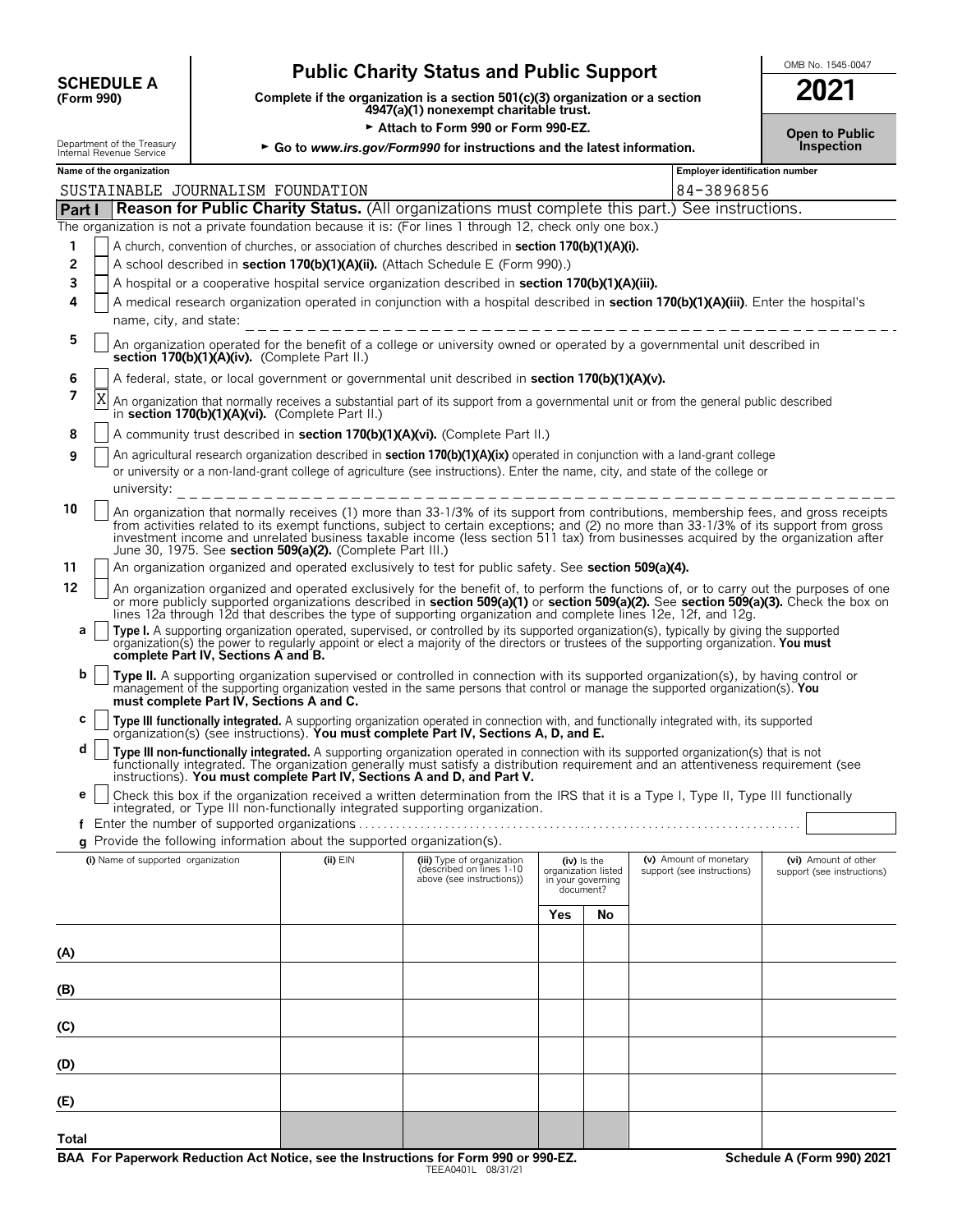**SCHEDULE A (Form 990)**

# Public Charity Status and Public Support

**Complete if the organization is a section 501(c)(3) organization or a section 4947(a)(1) nonexempt charitable trust.**

► Attach to Form 990 or Form 990-EZ.

► Go to *www.irs.gov/Form990* for instructions and the latest information.

Department of the Treasury Internal Revenue Service

OMB No. 1545-0047

**2021**

**Open to Public Inspection**

**Name of the organization:** SUSTAINABLE JOURNALISM FOUNDATION

**Employer identification number:** 84-3896856

## Part I — Reason for Public Charity Status. (All organizations must complete this part.) See instructions.

The organization is not a private foundation because it is: (For lines 1 through 12, check only one box.)

1. [ ] A church, convention of churches, or association of churches described in **section 170(b)(1)(A)(i).**
2. [ ] A school described in **section 170(b)(1)(A)(ii).** (Attach Schedule E (Form 990).)
3. [ ] A hospital or a cooperative hospital service organization described in **section 170(b)(1)(A)(iii).**
4. [ ] A medical research organization operated in conjunction with a hospital described in **section 170(b)(1)(A)(iii)**. Enter the hospital's name, city, and state:
5. [ ] An organization operated for the benefit of a college or university owned or operated by a governmental unit described in **section 170(b)(1)(A)(iv).** (Complete Part II.)
6. [ ] A federal, state, or local government or governmental unit described in **section 170(b)(1)(A)(v).**
7. [X] An organization that normally receives a substantial part of its support from a governmental unit or from the general public described in **section 170(b)(1)(A)(vi).** (Complete Part II.)
8. [ ] A community trust described in **section 170(b)(1)(A)(vi).** (Complete Part II.)
9. [ ] An agricultural research organization described in **section 170(b)(1)(A)(ix)** operated in conjunction with a land-grant college or university or a non-land-grant college of agriculture (see instructions). Enter the name, city, and state of the college or university:
10. [ ] An organization that normally receives (1) more than 33-1/3% of its support from contributions, membership fees, and gross receipts from activities related to its exempt functions, subject to certain exceptions; and (2) no more than 33-1/3% of its support from gross investment income and unrelated business taxable income (less section 511 tax) from businesses acquired by the organization after June 30, 1975. See **section 509(a)(2).** (Complete Part III.)
11. [ ] An organization organized and operated exclusively to test for public safety. See **section 509(a)(4).**
12. [ ] An organization organized and operated exclusively for the benefit of, to perform the functions of, or to carry out the purposes of one or more publicly supported organizations described in **section 509(a)(1)** or **section 509(a)(2).** See **section 509(a)(3).** Check the box on lines 12a through 12d that describes the type of supporting organization and complete lines 12e, 12f, and 12g.
   - **a** [ ] **Type I.** A supporting organization operated, supervised, or controlled by its supported organization(s), typically by giving the supported organization(s) the power to regularly appoint or elect a majority of the directors or trustees of the supporting organization. **You must complete Part IV, Sections A and B.**
   - **b** [ ] **Type II.** A supporting organization supervised or controlled in connection with its supported organization(s), by having control or management of the supporting organization vested in the same persons that control or manage the supported organization(s). **You must complete Part IV, Sections A and C.**
   - **c** [ ] **Type III functionally integrated.** A supporting organization operated in connection with, and functionally integrated with, its supported organization(s) (see instructions). **You must complete Part IV, Sections A, D, and E.**
   - **d** [ ] **Type III non-functionally integrated.** A supporting organization operated in connection with its supported organization(s) that is not functionally integrated. The organization generally must satisfy a distribution requirement and an attentiveness requirement (see instructions). **You must complete Part IV, Sections A and D, and Part V.**
   - **e** [ ] Check this box if the organization received a written determination from the IRS that it is a Type I, Type II, Type III functionally integrated, or Type III non-functionally integrated supporting organization.
   - **f** Enter the number of supported organizations
   - **g** Provide the following information about the supported organization(s).

| | (i) Name of supported organization | (ii) EIN | (iii) Type of organization (described on lines 1-10 above (see instructions)) | (iv) Is the organization listed in your governing document? Yes | No | (v) Amount of monetary support (see instructions) | (vi) Amount of other support (see instructions) |
|---|---|---|---|---|---|---|---|
| (A) | | | | | | | |
| (B) | | | | | | | |
| (C) | | | | | | | |
| (D) | | | | | | | |
| (E) | | | | | | | |
| Total | | | | | | | |

**BAA For Paperwork Reduction Act Notice, see the Instructions for Form 990 or 990-EZ.** TEEA0401L 08/31/21 **Schedule A (Form 990) 2021**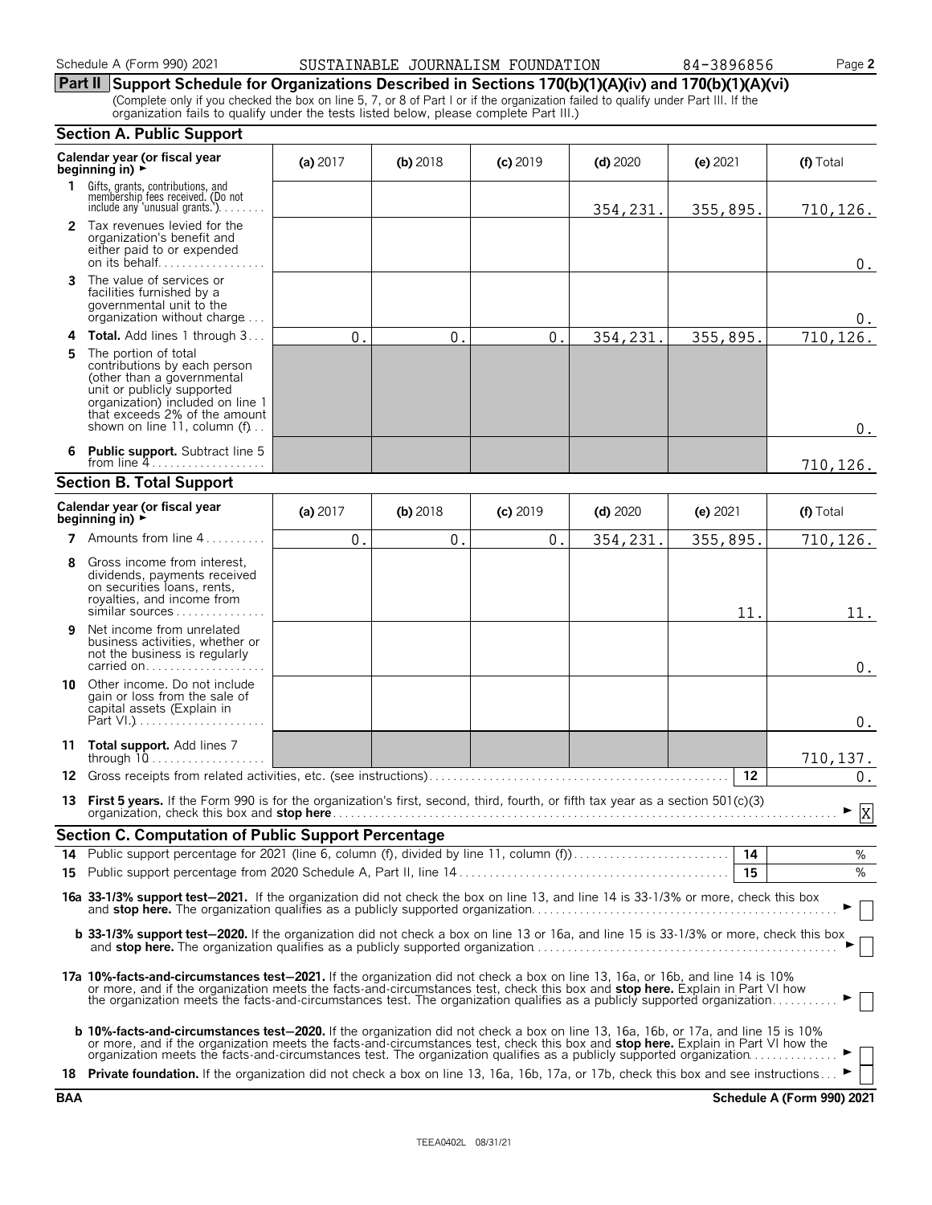Schedule A (Form 990) 2021 SUSTAINABLE JOURNALISM FOUNDATION 84-3896856

## Part II Support Schedule for Organizations Described in Sections 170(b)(1)(A)(iv) and 170(b)(1)(A)(vi)

(Complete only if you checked the box on line 5, 7, or 8 of Part I or if the organization failed to qualify under Part III. If the organization fails to qualify under the tests listed below, please complete Part III.)

### Section A. Public Support

| Calendar year (or fiscal year beginning in) ► | (a) 2017 | (b) 2018 | (c) 2019 | (d) 2020 | (e) 2021 | (f) Total |
|---|---|---|---|---|---|---|
| 1 Gifts, grants, contributions, and membership fees received. (Do not include any 'unusual grants.') | | | | 354,231. | 355,895. | 710,126. |
| 2 Tax revenues levied for the organization's benefit and either paid to or expended on its behalf | | | | | | 0. |
| 3 The value of services or facilities furnished by a governmental unit to the organization without charge | | | | | | 0. |
| 4 **Total.** Add lines 1 through 3 | 0. | 0. | 0. | 354,231. | 355,895. | 710,126. |
| 5 The portion of total contributions by each person (other than a governmental unit or publicly supported organization) included on line 1 that exceeds 2% of the amount shown on line 11, column (f) | | | | | | 0. |
| 6 **Public support.** Subtract line 5 from line 4 | | | | | | 710,126. |

### Section B. Total Support

| Calendar year (or fiscal year beginning in) ► | (a) 2017 | (b) 2018 | (c) 2019 | (d) 2020 | (e) 2021 | (f) Total |
|---|---|---|---|---|---|---|
| 7 Amounts from line 4 | 0. | 0. | 0. | 354,231. | 355,895. | 710,126. |
| 8 Gross income from interest, dividends, payments received on securities loans, rents, royalties, and income from similar sources | | | | | 11. | 11. |
| 9 Net income from unrelated business activities, whether or not the business is regularly carried on | | | | | | 0. |
| 10 Other income. Do not include gain or loss from the sale of capital assets (Explain in Part VI.) | | | | | | 0. |
| 11 **Total support.** Add lines 7 through 10 | | | | | | 710,137. |

12 Gross receipts from related activities, etc. (see instructions) 12 — 0.

13 **First 5 years.** If the Form 990 is for the organization's first, second, third, fourth, or fifth tax year as a section 501(c)(3) organization, check this box and **stop here** ► [X]

### Section C. Computation of Public Support Percentage

14 Public support percentage for 2021 (line 6, column (f), divided by line 11, column (f)) 14 — %

15 Public support percentage from 2020 Schedule A, Part II, line 14 15 — %

**16a 33-1/3% support test—2021.** If the organization did not check the box on line 13, and line 14 is 33-1/3% or more, check this box and **stop here.** The organization qualifies as a publicly supported organization ► [ ]

**b 33-1/3% support test—2020.** If the organization did not check a box on line 13 or 16a, and line 15 is 33-1/3% or more, check this box and **stop here.** The organization qualifies as a publicly supported organization ► [ ]

**17a 10%-facts-and-circumstances test—2021.** If the organization did not check a box on line 13, 16a, or 16b, and line 14 is 10% or more, and if the organization meets the facts-and-circumstances test, check this box and **stop here.** Explain in Part VI how the organization meets the facts-and-circumstances test. The organization qualifies as a publicly supported organization ► [ ]

**b 10%-facts-and-circumstances test—2020.** If the organization did not check a box on line 13, 16a, 16b, or 17a, and line 15 is 10% or more, and if the organization meets the facts-and-circumstances test, check this box and **stop here.** Explain in Part VI how the organization meets the facts-and-circumstances test. The organization qualifies as a publicly supported organization ► [ ]

18 **Private foundation.** If the organization did not check a box on line 13, 16a, 16b, 17a, or 17b, check this box and see instructions ► [ ]

BAA Schedule A (Form 990) 2021

TEEA0402L 08/31/21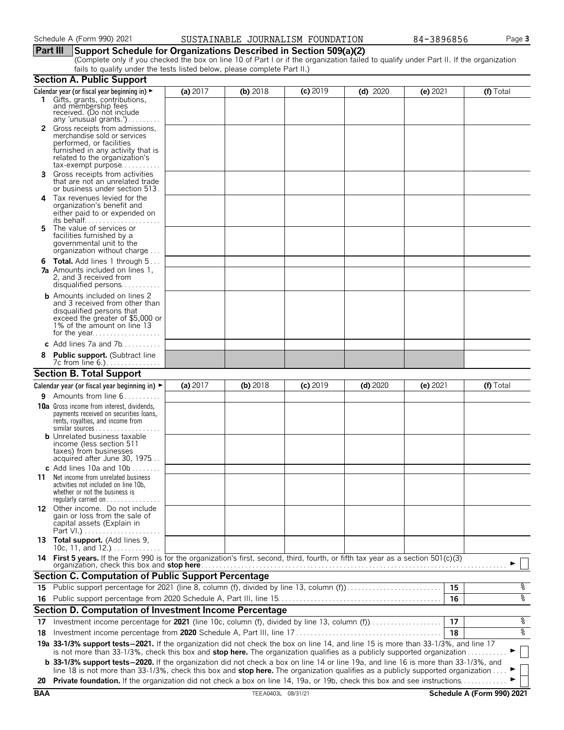Schedule A (Form 990) 2021 SUSTAINABLE JOURNALISM FOUNDATION 84-3896856

## Part III Support Schedule for Organizations Described in Section 509(a)(2)

(Complete only if you checked the box on line 10 of Part I or if the organization failed to qualify under Part II. If the organization fails to qualify under the tests listed below, please complete Part II.)

### Section A. Public Support

| Calendar year (or fiscal year beginning in) ► | (a) 2017 | (b) 2018 | (c) 2019 | (d) 2020 | (e) 2021 | (f) Total |
|---|---|---|---|---|---|---|
| **1** Gifts, grants, contributions, and membership fees received. (Do not include any 'unusual grants.') | | | | | | |
| **2** Gross receipts from admissions, merchandise sold or services performed, or facilities furnished in any activity that is related to the organization's tax-exempt purpose | | | | | | |
| **3** Gross receipts from activities that are not an unrelated trade or business under section 513 | | | | | | |
| **4** Tax revenues levied for the organization's benefit and either paid to or expended on its behalf | | | | | | |
| **5** The value of services or facilities furnished by a governmental unit to the organization without charge | | | | | | |
| **6 Total.** Add lines 1 through 5 | | | | | | |
| **7a** Amounts included on lines 1, 2, and 3 received from disqualified persons | | | | | | |
| **b** Amounts included on lines 2 and 3 received from other than disqualified persons that exceed the greater of $5,000 or 1% of the amount on line 13 for the year | | | | | | |
| **c** Add lines 7a and 7b | | | | | | |
| **8 Public support.** (Subtract line 7c from line 6.) | | | | | | |

### Section B. Total Support

| Calendar year (or fiscal year beginning in) ► | (a) 2017 | (b) 2018 | (c) 2019 | (d) 2020 | (e) 2021 | (f) Total |
|---|---|---|---|---|---|---|
| **9** Amounts from line 6 | | | | | | |
| **10a** Gross income from interest, dividends, payments received on securities loans, rents, royalties, and income from similar sources | | | | | | |
| **b** Unrelated business taxable income (less section 511 taxes) from businesses acquired after June 30, 1975 | | | | | | |
| **c** Add lines 10a and 10b | | | | | | |
| **11** Net income from unrelated business activities not included on line 10b, whether or not the business is regularly carried on | | | | | | |
| **12** Other income. Do not include gain or loss from the sale of capital assets (Explain in Part VI.) | | | | | | |
| **13 Total support.** (Add lines 9, 10c, 11, and 12.) | | | | | | |

**14 First 5 years.** If the Form 990 is for the organization's first, second, third, fourth, or fifth tax year as a section 501(c)(3) organization, check this box and **stop here** ► ☐

### Section C. Computation of Public Support Percentage

| | | | |
|---|---|---|---|
| **15** | Public support percentage for 2021 (line 8, column (f), divided by line 13, column (f)) | 15 | % |
| **16** | Public support percentage from 2020 Schedule A, Part III, line 15 | 16 | % |

### Section D. Computation of Investment Income Percentage

| | | | |
|---|---|---|---|
| **17** | Investment income percentage for **2021** (line 10c, column (f), divided by line 13, column (f)) | 17 | % |
| **18** | Investment income percentage from **2020** Schedule A, Part III, line 17 | 18 | % |

**19a 33-1/3% support tests—2021.** If the organization did not check the box on line 14, and line 15 is more than 33-1/3%, and line 17 is not more than 33-1/3%, check this box and **stop here.** The organization qualifies as a publicly supported organization ► ☐

**b 33-1/3% support tests—2020.** If the organization did not check a box on line 14 or line 19a, and line 16 is more than 33-1/3%, and line 18 is not more than 33-1/3%, check this box and **stop here.** The organization qualifies as a publicly supported organization ► ☐

**20 Private foundation.** If the organization did not check a box on line 14, 19a, or 19b, check this box and see instructions ► ☐

BAA TEEA0403L 08/31/21 **Schedule A (Form 990) 2021**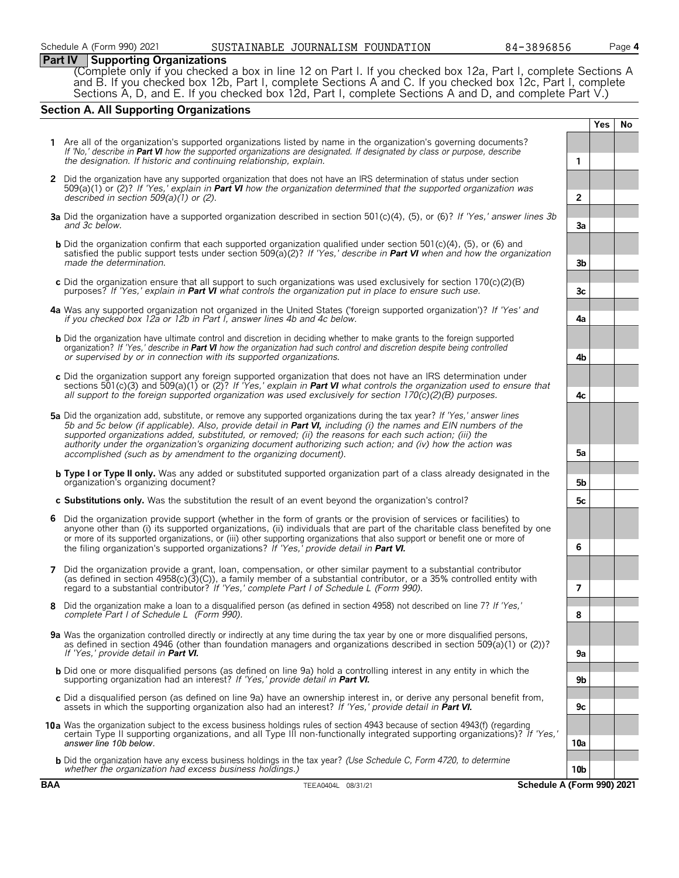Schedule A (Form 990) 2021 SUSTAINABLE JOURNALISM FOUNDATION 84-3896856

## Part IV Supporting Organizations

(Complete only if you checked a box in line 12 on Part I. If you checked box 12a, Part I, complete Sections A and B. If you checked box 12b, Part I, complete Sections A and C. If you checked box 12c, Part I, complete Sections A, D, and E. If you checked box 12d, Part I, complete Sections A and D, and complete Part V.)

### Section A. All Supporting Organizations

| | | | Yes | No |
|---|---|---|---|---|
| **1** | Are all of the organization's supported organizations listed by name in the organization's governing documents? *If 'No,' describe in **Part VI** how the supported organizations are designated. If designated by class or purpose, describe the designation. If historic and continuing relationship, explain.* | 1 | | |
| **2** | Did the organization have any supported organization that does not have an IRS determination of status under section 509(a)(1) or (2)? *If 'Yes,' explain in **Part VI** how the organization determined that the supported organization was described in section 509(a)(1) or (2).* | 2 | | |
| **3a** | Did the organization have a supported organization described in section 501(c)(4), (5), or (6)? *If 'Yes,' answer lines 3b and 3c below.* | 3a | | |
| **b** | Did the organization confirm that each supported organization qualified under section 501(c)(4), (5), or (6) and satisfied the public support tests under section 509(a)(2)? *If 'Yes,' describe in **Part VI** when and how the organization made the determination.* | 3b | | |
| **c** | Did the organization ensure that all support to such organizations was used exclusively for section 170(c)(2)(B) purposes? *If 'Yes,' explain in **Part VI** what controls the organization put in place to ensure such use.* | 3c | | |
| **4a** | Was any supported organization not organized in the United States ('foreign supported organization')? *If 'Yes' and if you checked box 12a or 12b in Part I, answer lines 4b and 4c below.* | 4a | | |
| **b** | Did the organization have ultimate control and discretion in deciding whether to make grants to the foreign supported organization? *If 'Yes,' describe in **Part VI** how the organization had such control and discretion despite being controlled or supervised by or in connection with its supported organizations.* | 4b | | |
| **c** | Did the organization support any foreign supported organization that does not have an IRS determination under sections 501(c)(3) and 509(a)(1) or (2)? *If 'Yes,' explain in **Part VI** what controls the organization used to ensure that all support to the foreign supported organization was used exclusively for section 170(c)(2)(B) purposes.* | 4c | | |
| **5a** | Did the organization add, substitute, or remove any supported organizations during the tax year? *If 'Yes,' answer lines 5b and 5c below (if applicable). Also, provide detail in **Part VI,** including (i) the names and EIN numbers of the supported organizations added, substituted, or removed; (ii) the reasons for each such action; (iii) the authority under the organization's organizing document authorizing such action; and (iv) how the action was accomplished (such as by amendment to the organizing document).* | 5a | | |
| **b** | **Type I or Type II only.** Was any added or substituted supported organization part of a class already designated in the organization's organizing document? | 5b | | |
| **c** | **Substitutions only.** Was the substitution the result of an event beyond the organization's control? | 5c | | |
| **6** | Did the organization provide support (whether in the form of grants or the provision of services or facilities) to anyone other than (i) its supported organizations, (ii) individuals that are part of the charitable class benefited by one or more of its supported organizations, or (iii) other supporting organizations that also support or benefit one or more of the filing organization's supported organizations? *If 'Yes,' provide detail in **Part VI.*** | 6 | | |
| **7** | Did the organization provide a grant, loan, compensation, or other similar payment to a substantial contributor (as defined in section 4958(c)(3)(C)), a family member of a substantial contributor, or a 35% controlled entity with regard to a substantial contributor? *If 'Yes,' complete Part I of Schedule L (Form 990).* | 7 | | |
| **8** | Did the organization make a loan to a disqualified person (as defined in section 4958) not described on line 7? *If 'Yes,' complete Part I of Schedule L (Form 990).* | 8 | | |
| **9a** | Was the organization controlled directly or indirectly at any time during the tax year by one or more disqualified persons, as defined in section 4946 (other than foundation managers and organizations described in section 509(a)(1) or (2))? *If 'Yes,' provide detail in **Part VI.*** | 9a | | |
| **b** | Did one or more disqualified persons (as defined on line 9a) hold a controlling interest in any entity in which the supporting organization had an interest? *If 'Yes,' provide detail in **Part VI.*** | 9b | | |
| **c** | Did a disqualified person (as defined on line 9a) have an ownership interest in, or derive any personal benefit from, assets in which the supporting organization also had an interest? *If 'Yes,' provide detail in **Part VI.*** | 9c | | |
| **10a** | Was the organization subject to the excess business holdings rules of section 4943 because of section 4943(f) (regarding certain Type II supporting organizations, and all Type III non-functionally integrated supporting organizations)? *If 'Yes,' answer line 10b below.* | 10a | | |
| **b** | Did the organization have any excess business holdings in the tax year? *(Use Schedule C, Form 4720, to determine whether the organization had excess business holdings.)* | 10b | | |

BAA TEEA0404L 08/31/21 Schedule A (Form 990) 2021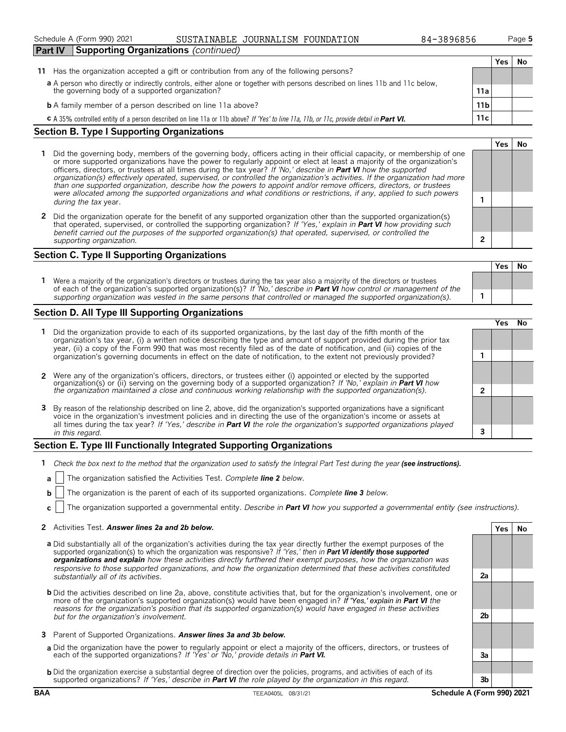Schedule A (Form 990) 2021 SUSTAINABLE JOURNALISM FOUNDATION 84-3896856

## Part IV Supporting Organizations *(continued)*

| | | | Yes | No |
|---|---|---|---|---|
| **11** | Has the organization accepted a gift or contribution from any of the following persons? | | | |
| **a** | A person who directly or indirectly controls, either alone or together with persons described on lines 11b and 11c below, the governing body of a supported organization? | 11a | | |
| **b** | A family member of a person described on line 11a above? | 11b | | |
| **c** | A 35% controlled entity of a person described on line 11a or 11b above? *If 'Yes' to line 11a, 11b, or 11c, provide detail in* ***Part VI.*** | 11c | | |

### Section B. Type I Supporting Organizations

| | | | Yes | No |
|---|---|---|---|---|
| **1** | Did the governing body, members of the governing body, officers acting in their official capacity, or membership of one or more supported organizations have the power to regularly appoint or elect at least a majority of the organization's officers, directors, or trustees at all times during the tax year? *If 'No,' describe in* ***Part VI*** *how the supported organization(s) effectively operated, supervised, or controlled the organization's activities. If the organization had more than one supported organization, describe how the powers to appoint and/or remove officers, directors, or trustees were allocated among the supported organizations and what conditions or restrictions, if any, applied to such powers during the tax* year. | 1 | | |
| **2** | Did the organization operate for the benefit of any supported organization other than the supported organization(s) that operated, supervised, or controlled the supporting organization? *If 'Yes,' explain in* ***Part VI*** *how providing such benefit carried out the purposes of the supported organization(s) that operated, supervised, or controlled the supporting organization.* | 2 | | |

### Section C. Type II Supporting Organizations

| | | | Yes | No |
|---|---|---|---|---|
| **1** | Were a majority of the organization's directors or trustees during the tax year also a majority of the directors or trustees of each of the organization's supported organization(s)? *If 'No,' describe in* ***Part VI*** *how control or management of the supporting organization was vested in the same persons that controlled or managed the supported organization(s).* | 1 | | |

### Section D. All Type III Supporting Organizations

| | | | Yes | No |
|---|---|---|---|---|
| **1** | Did the organization provide to each of its supported organizations, by the last day of the fifth month of the organization's tax year, (i) a written notice describing the type and amount of support provided during the prior tax year, (ii) a copy of the Form 990 that was most recently filed as of the date of notification, and (iii) copies of the organization's governing documents in effect on the date of notification, to the extent not previously provided? | 1 | | |
| **2** | Were any of the organization's officers, directors, or trustees either (i) appointed or elected by the supported organization(s) or (ii) serving on the governing body of a supported organization? *If 'No,' explain in* ***Part VI*** *how the organization maintained a close and continuous working relationship with the supported organization(s).* | 2 | | |
| **3** | By reason of the relationship described on line 2, above, did the organization's supported organizations have a significant voice in the organization's investment policies and in directing the use of the organization's income or assets at all times during the tax year? *If 'Yes,' describe in* ***Part VI*** *the role the organization's supported organizations played in this regard.* | 3 | | |

### Section E. Type III Functionally Integrated Supporting Organizations

**1** *Check the box next to the method that the organization used to satisfy the Integral Part Test during the year* ***(see instructions).***

**a** ☐ The organization satisfied the Activities Test. *Complete* ***line 2*** *below.*

**b** ☐ The organization is the parent of each of its supported organizations. *Complete* ***line 3*** *below.*

**c** ☐ The organization supported a governmental entity. *Describe in* ***Part VI*** *how you supported a governmental entity (see instructions).*

| | | | Yes | No |
|---|---|---|---|---|
| **2** | Activities Test. ***Answer lines 2a and 2b below.*** | | | |
| **a** | Did substantially all of the organization's activities during the tax year directly further the exempt purposes of the supported organization(s) to which the organization was responsive? *If 'Yes,' then in* ***Part VI identify those supported organizations and explain*** *how these activities directly furthered their exempt purposes, how the organization was responsive to those supported organizations, and how the organization determined that these activities constituted substantially all of its activities.* | 2a | | |
| **b** | Did the activities described on line 2a, above, constitute activities that, but for the organization's involvement, one or more of the organization's supported organization(s) would have been engaged in? *If 'Yes,' explain in* ***Part VI*** *the reasons for the organization's position that its supported organization(s) would have engaged in these activities but for the organization's involvement.* | 2b | | |
| **3** | Parent of Supported Organizations. ***Answer lines 3a and 3b below.*** | | | |
| **a** | Did the organization have the power to regularly appoint or elect a majority of the officers, directors, or trustees of each of the supported organizations? *If 'Yes' or 'No,' provide details in* ***Part VI.*** | 3a | | |
| **b** | Did the organization exercise a substantial degree of direction over the policies, programs, and activities of each of its supported organizations? *If 'Yes,' describe in* ***Part VI*** *the role played by the organization in this regard.* | 3b | | |

BAA TEEA0405L 08/31/21 Schedule A (Form 990) 2021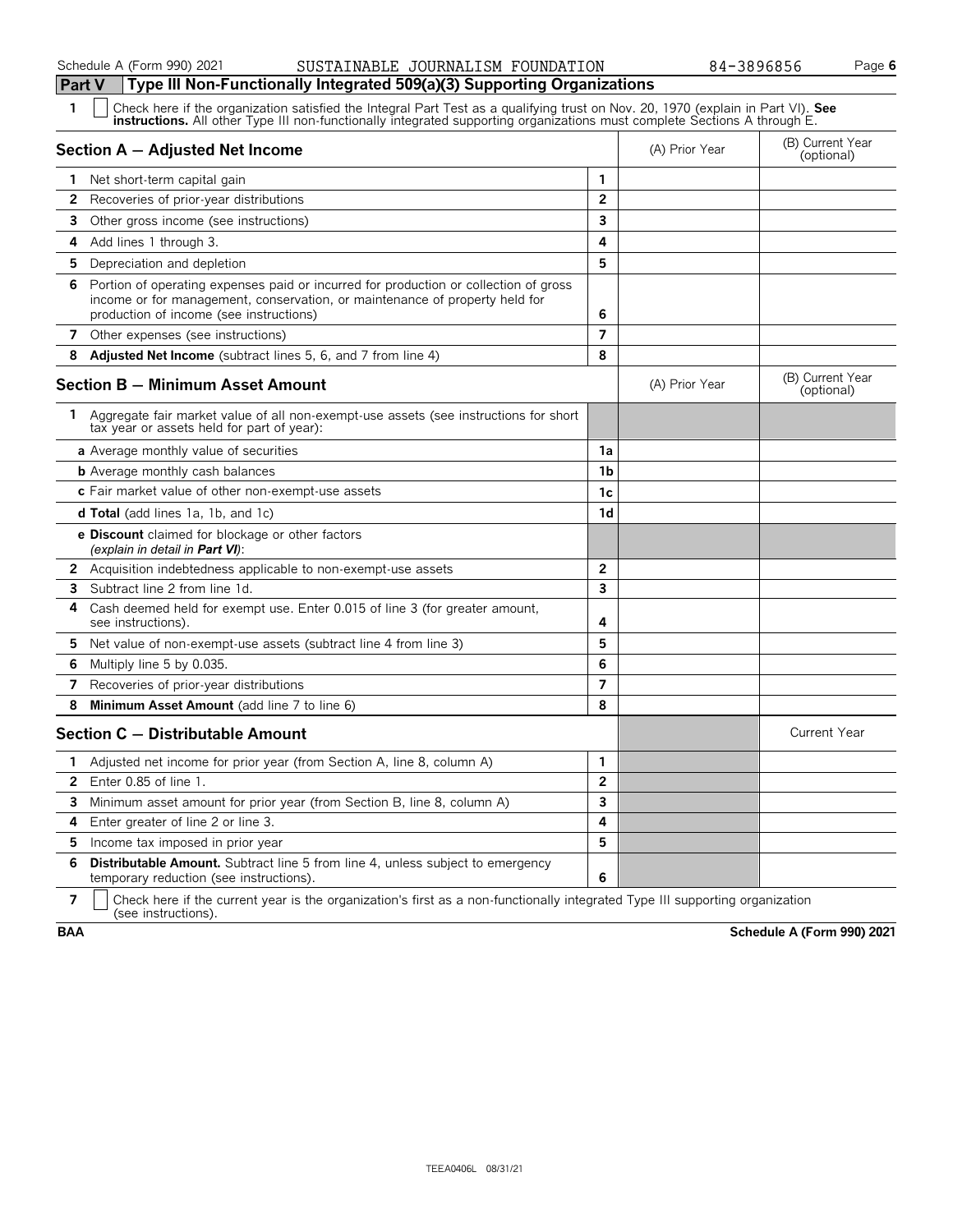## Part V Type III Non-Functionally Integrated 509(a)(3) Supporting Organizations

1 ☐ Check here if the organization satisfied the Integral Part Test as a qualifying trust on Nov. 20, 1970 (explain in Part VI). **See instructions.** All other Type III non-functionally integrated supporting organizations must complete Sections A through E.

| Section A — Adjusted Net Income | | (A) Prior Year | (B) Current Year (optional) |
|---|---|---|---|
| 1 Net short-term capital gain | 1 | | |
| 2 Recoveries of prior-year distributions | 2 | | |
| 3 Other gross income (see instructions) | 3 | | |
| 4 Add lines 1 through 3. | 4 | | |
| 5 Depreciation and depletion | 5 | | |
| 6 Portion of operating expenses paid or incurred for production or collection of gross income or for management, conservation, or maintenance of property held for production of income (see instructions) | 6 | | |
| 7 Other expenses (see instructions) | 7 | | |
| 8 **Adjusted Net Income** (subtract lines 5, 6, and 7 from line 4) | 8 | | |

| Section B — Minimum Asset Amount | | (A) Prior Year | (B) Current Year (optional) |
|---|---|---|---|
| 1 Aggregate fair market value of all non-exempt-use assets (see instructions for short tax year or assets held for part of year): | | | |
| **a** Average monthly value of securities | 1a | | |
| **b** Average monthly cash balances | 1b | | |
| **c** Fair market value of other non-exempt-use assets | 1c | | |
| **d Total** (add lines 1a, 1b, and 1c) | 1d | | |
| **e Discount** claimed for blockage or other factors *(explain in detail in **Part VI**)*: | | | |
| 2 Acquisition indebtedness applicable to non-exempt-use assets | 2 | | |
| 3 Subtract line 2 from line 1d. | 3 | | |
| 4 Cash deemed held for exempt use. Enter 0.015 of line 3 (for greater amount, see instructions). | 4 | | |
| 5 Net value of non-exempt-use assets (subtract line 4 from line 3) | 5 | | |
| 6 Multiply line 5 by 0.035. | 6 | | |
| 7 Recoveries of prior-year distributions | 7 | | |
| 8 **Minimum Asset Amount** (add line 7 to line 6) | 8 | | |

| Section C — Distributable Amount | | | Current Year |
|---|---|---|---|
| 1 Adjusted net income for prior year (from Section A, line 8, column A) | 1 | | |
| 2 Enter 0.85 of line 1. | 2 | | |
| 3 Minimum asset amount for prior year (from Section B, line 8, column A) | 3 | | |
| 4 Enter greater of line 2 or line 3. | 4 | | |
| 5 Income tax imposed in prior year | 5 | | |
| 6 **Distributable Amount.** Subtract line 5 from line 4, unless subject to emergency temporary reduction (see instructions). | 6 | | |

7 ☐ Check here if the current year is the organization's first as a non-functionally integrated Type III supporting organization (see instructions).

**BAA** **Schedule A (Form 990) 2021**

TEEA0406L 08/31/21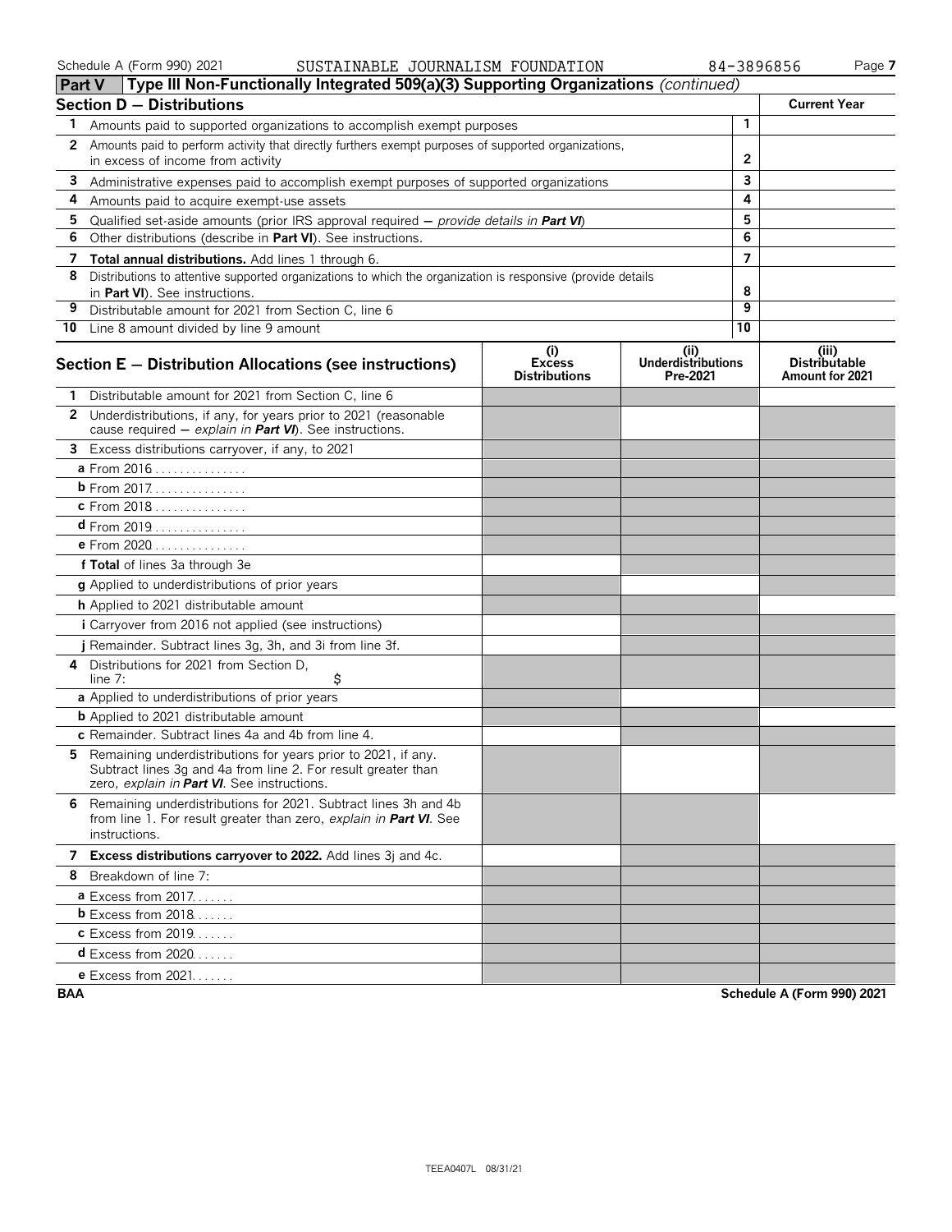## Part V Type III Non-Functionally Integrated 509(a)(3) Supporting Organizations *(continued)*

### Section D — Distributions

| | | | Current Year |
|---|---|---|---|
| 1 | Amounts paid to supported organizations to accomplish exempt purposes | 1 | |
| 2 | Amounts paid to perform activity that directly furthers exempt purposes of supported organizations, in excess of income from activity | 2 | |
| 3 | Administrative expenses paid to accomplish exempt purposes of supported organizations | 3 | |
| 4 | Amounts paid to acquire exempt-use assets | 4 | |
| 5 | Qualified set-aside amounts (prior IRS approval required — *provide details in **Part VI***) | 5 | |
| 6 | Other distributions (describe in **Part VI**). See instructions. | 6 | |
| 7 | **Total annual distributions.** Add lines 1 through 6. | 7 | |
| 8 | Distributions to attentive supported organizations to which the organization is responsive (provide details in **Part VI**). See instructions. | 8 | |
| 9 | Distributable amount for 2021 from Section C, line 6 | 9 | |
| 10 | Line 8 amount divided by line 9 amount | 10 | |

### Section E — Distribution Allocations (see instructions)

| | (i) Excess Distributions | (ii) Underdistributions Pre-2021 | (iii) Distributable Amount for 2021 |
|---|---|---|---|
| **1** Distributable amount for 2021 from Section C, line 6 | | | |
| **2** Underdistributions, if any, for years prior to 2021 (reasonable cause required — *explain in **Part VI***). See instructions. | | | |
| **3** Excess distributions carryover, if any, to 2021 | | | |
| **a** From 2016 | | | |
| **b** From 2017 | | | |
| **c** From 2018 | | | |
| **d** From 2019 | | | |
| **e** From 2020 | | | |
| **f Total** of lines 3a through 3e | | | |
| **g** Applied to underdistributions of prior years | | | |
| **h** Applied to 2021 distributable amount | | | |
| **i** Carryover from 2016 not applied (see instructions) | | | |
| **j** Remainder. Subtract lines 3g, 3h, and 3i from line 3f. | | | |
| **4** Distributions for 2021 from Section D, line 7: $ | | | |
| **a** Applied to underdistributions of prior years | | | |
| **b** Applied to 2021 distributable amount | | | |
| **c** Remainder. Subtract lines 4a and 4b from line 4. | | | |
| **5** Remaining underdistributions for years prior to 2021, if any. Subtract lines 3g and 4a from line 2. For result greater than zero, *explain in **Part VI***. See instructions. | | | |
| **6** Remaining underdistributions for 2021. Subtract lines 3h and 4b from line 1. For result greater than zero, *explain in **Part VI***. See instructions. | | | |
| **7 Excess distributions carryover to 2022.** Add lines 3j and 4c. | | | |
| **8** Breakdown of line 7: | | | |
| **a** Excess from 2017 | | | |
| **b** Excess from 2018 | | | |
| **c** Excess from 2019 | | | |
| **d** Excess from 2020 | | | |
| **e** Excess from 2021 | | | |

BAA

TEEA0407L 08/31/21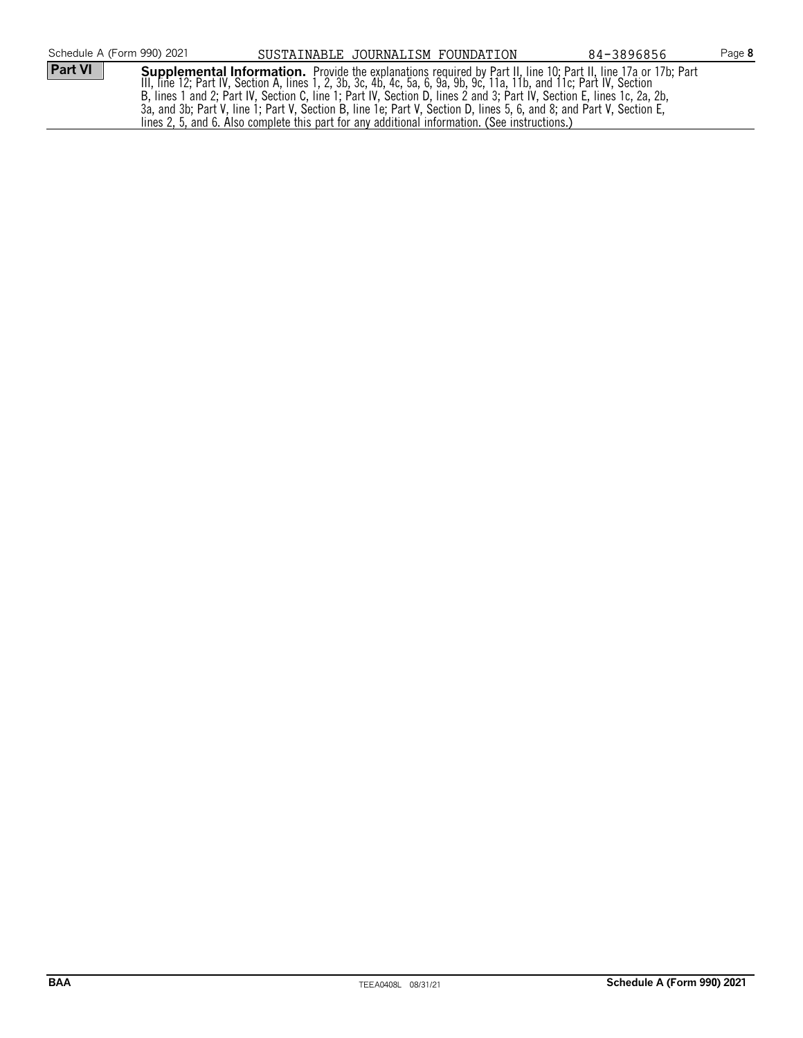Schedule A (Form 990) 2021 SUSTAINABLE JOURNALISM FOUNDATION 84-3896856

**Part VI** **Supplemental Information.** Provide the explanations required by Part II, line 10; Part II, line 17a or 17b; Part III, line 12; Part IV, Section A, lines 1, 2, 3b, 3c, 4b, 4c, 5a, 6, 9a, 9b, 9c, 11a, 11b, and 11c; Part IV, Section B, lines 1 and 2; Part IV, Section C, line 1; Part IV, Section D, lines 2 and 3; Part IV, Section E, lines 1c, 2a, 2b, 3a, and 3b; Part V, line 1; Part V, Section B, line 1e; Part V, Section D, lines 5, 6, and 8; and Part V, Section E, lines 2, 5, and 6. Also complete this part for any additional information. (See instructions.)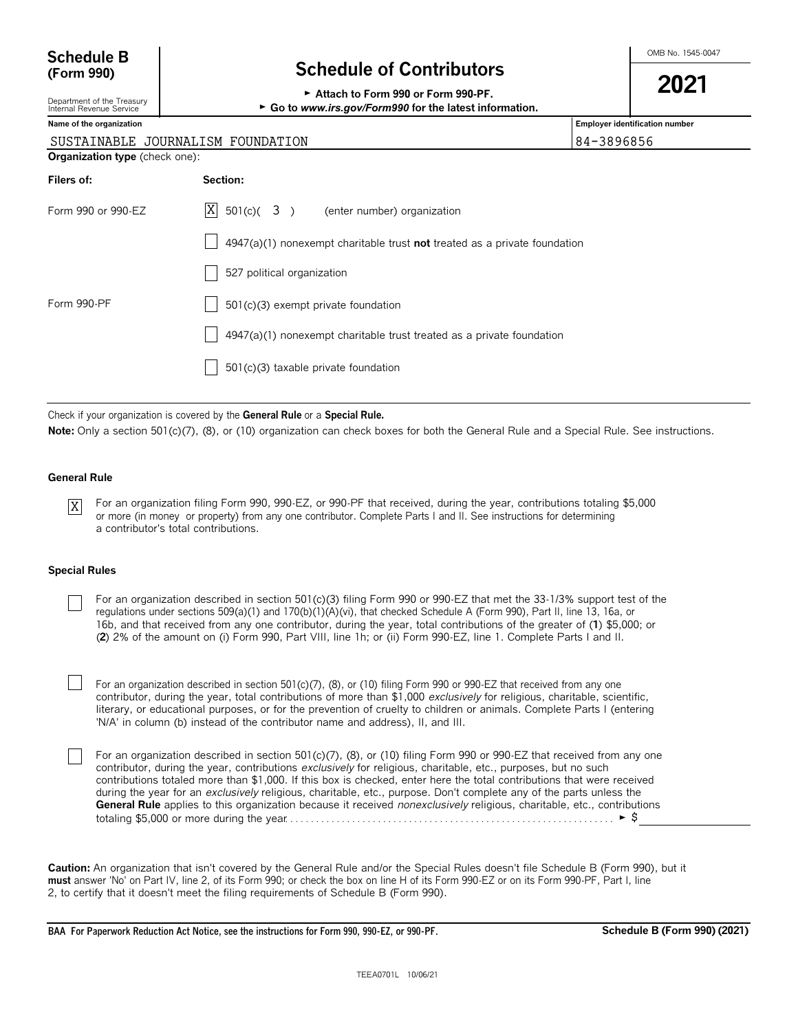**Schedule B (Form 990)**

Department of the Treasury
Internal Revenue Service

# Schedule of Contributors

► Attach to Form 990 or Form 990-PF.
► Go to *www.irs.gov/Form990* for the latest information.

OMB No. 1545-0047

**2021**

| Name of the organization | Employer identification number |
|---|---|
| SUSTAINABLE JOURNALISM FOUNDATION | 84-3896856 |

**Organization type** (check one):

| Filers of: | Section: |
|---|---|
| Form 990 or 990-EZ | [X] 501(c)( 3 ) (enter number) organization |
| | [ ] 4947(a)(1) nonexempt charitable trust **not** treated as a private foundation |
| | [ ] 527 political organization |
| Form 990-PF | [ ] 501(c)(3) exempt private foundation |
| | [ ] 4947(a)(1) nonexempt charitable trust treated as a private foundation |
| | [ ] 501(c)(3) taxable private foundation |

Check if your organization is covered by the **General Rule** or a **Special Rule.**

**Note:** Only a section 501(c)(7), (8), or (10) organization can check boxes for both the General Rule and a Special Rule. See instructions.

**General Rule**

[X] For an organization filing Form 990, 990-EZ, or 990-PF that received, during the year, contributions totaling $5,000 or more (in money or property) from any one contributor. Complete Parts I and II. See instructions for determining a contributor's total contributions.

**Special Rules**

[ ] For an organization described in section 501(c)(3) filing Form 990 or 990-EZ that met the 33-1/3% support test of the regulations under sections 509(a)(1) and 170(b)(1)(A)(vi), that checked Schedule A (Form 990), Part II, line 13, 16a, or 16b, and that received from any one contributor, during the year, total contributions of the greater of (**1**) $5,000; or (**2**) 2% of the amount on (i) Form 990, Part VIII, line 1h; or (ii) Form 990-EZ, line 1. Complete Parts I and II.

[ ] For an organization described in section 501(c)(7), (8), or (10) filing Form 990 or 990-EZ that received from any one contributor, during the year, total contributions of more than $1,000 *exclusively* for religious, charitable, scientific, literary, or educational purposes, or for the prevention of cruelty to children or animals. Complete Parts I (entering 'N/A' in column (b) instead of the contributor name and address), II, and III.

[ ] For an organization described in section 501(c)(7), (8), or (10) filing Form 990 or 990-EZ that received from any one contributor, during the year, contributions *exclusively* for religious, charitable, etc., purposes, but no such contributions totaled more than $1,000. If this box is checked, enter here the total contributions that were received during the year for an *exclusively* religious, charitable, etc., purpose. Don't complete any of the parts unless the **General Rule** applies to this organization because it received *nonexclusively* religious, charitable, etc., contributions totaling $5,000 or more during the year. . . . . . . . . . . . . . . . ► $

**Caution:** An organization that isn't covered by the General Rule and/or the Special Rules doesn't file Schedule B (Form 990), but it **must** answer 'No' on Part IV, line 2, of its Form 990; or check the box on line H of its Form 990-EZ or on its Form 990-PF, Part I, line 2, to certify that it doesn't meet the filing requirements of Schedule B (Form 990).

**BAA For Paperwork Reduction Act Notice, see the instructions for Form 990, 990-EZ, or 990-PF.** **Schedule B (Form 990) (2021)**

TEEA0701L 10/06/21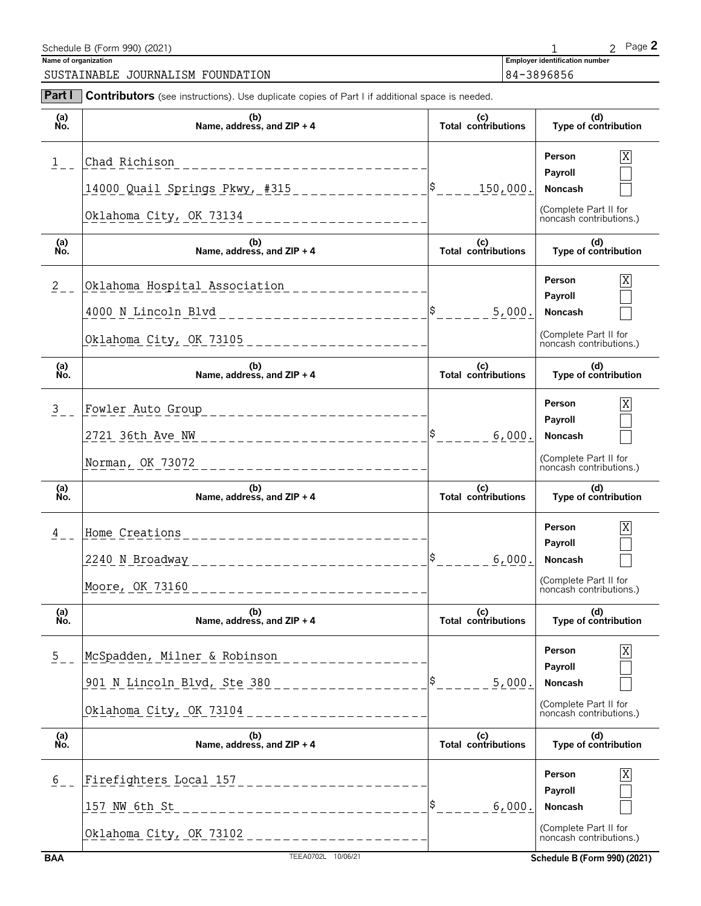Schedule B (Form 990) (2021)

**Name of organization**

SUSTAINABLE JOURNALISM FOUNDATION

**Employer identification number**

84-3896856

**Part I** **Contributors** (see instructions). Use duplicate copies of Part I if additional space is needed.

| (a) No. | (b) Name, address, and ZIP + 4 | (c) Total contributions | (d) Type of contribution |
|---|---|---|---|
| 1 | Chad Richison<br>14000 Quail Springs Pkwy, #315<br>Oklahoma City, OK 73134 | $ 150,000. | Person [X]<br>Payroll [ ]<br>Noncash [ ]<br>(Complete Part II for noncash contributions.) |
| 2 | Oklahoma Hospital Association<br>4000 N Lincoln Blvd<br>Oklahoma City, OK 73105 | $ 5,000. | Person [X]<br>Payroll [ ]<br>Noncash [ ]<br>(Complete Part II for noncash contributions.) |
| 3 | Fowler Auto Group<br>2721 36th Ave NW<br>Norman, OK 73072 | $ 6,000. | Person [X]<br>Payroll [ ]<br>Noncash [ ]<br>(Complete Part II for noncash contributions.) |
| 4 | Home Creations<br>2240 N Broadway<br>Moore, OK 73160 | $ 6,000. | Person [X]<br>Payroll [ ]<br>Noncash [ ]<br>(Complete Part II for noncash contributions.) |
| 5 | McSpadden, Milner & Robinson<br>901 N Lincoln Blvd, Ste 380<br>Oklahoma City, OK 73104 | $ 5,000. | Person [X]<br>Payroll [ ]<br>Noncash [ ]<br>(Complete Part II for noncash contributions.) |
| 6 | Firefighters Local 157<br>157 NW 6th St<br>Oklahoma City, OK 73102 | $ 6,000. | Person [X]<br>Payroll [ ]<br>Noncash [ ]<br>(Complete Part II for noncash contributions.) |

BAA TEEA0702L 10/06/21 Schedule B (Form 990) (2021)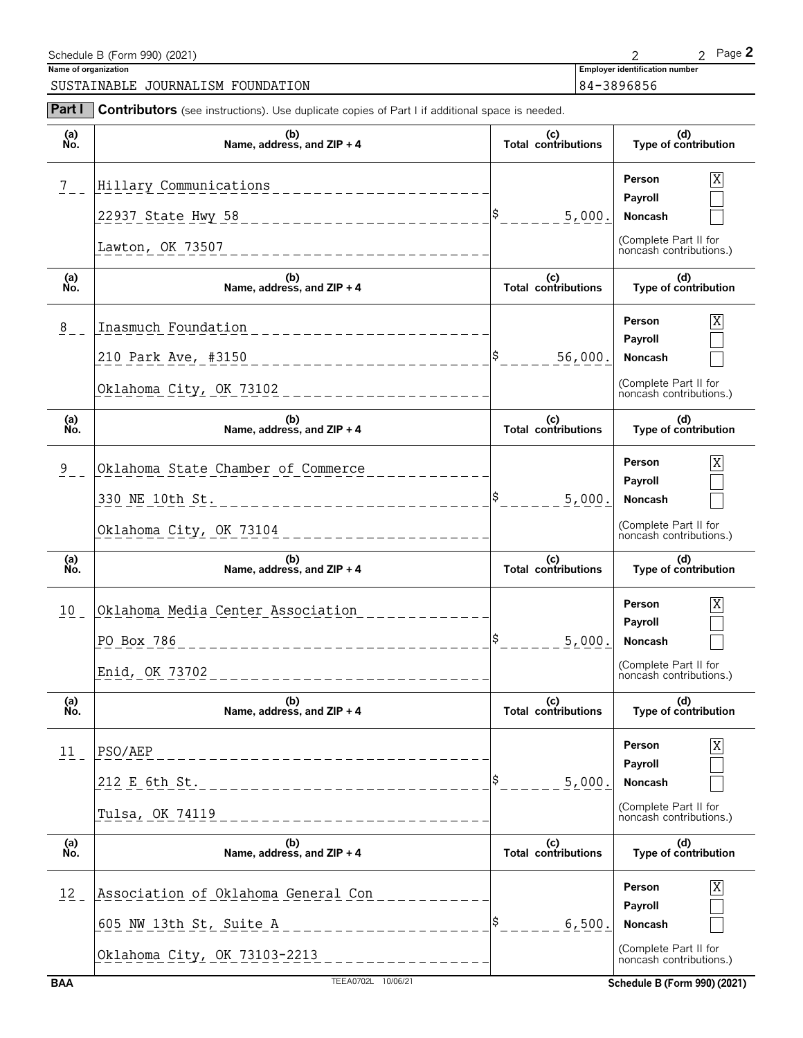Schedule B (Form 990) (2021)

**Name of organization**

SUSTAINABLE JOURNALISM FOUNDATION

**Employer identification number**

84-3896856

**Part I** **Contributors** (see instructions). Use duplicate copies of Part I if additional space is needed.

| (a) No. | (b) Name, address, and ZIP + 4 | (c) Total contributions | (d) Type of contribution |
|---|---|---|---|
| 7 | Hillary Communications<br>22937 State Hwy 58<br>Lawton, OK 73507 | $ 5,000. | Person [X]<br>Payroll [ ]<br>Noncash [ ]<br>(Complete Part II for noncash contributions.) |
| 8 | Inasmuch Foundation<br>210 Park Ave, #3150<br>Oklahoma City, OK 73102 | $ 56,000. | Person [X]<br>Payroll [ ]<br>Noncash [ ]<br>(Complete Part II for noncash contributions.) |
| 9 | Oklahoma State Chamber of Commerce<br>330 NE 10th St.<br>Oklahoma City, OK 73104 | $ 5,000. | Person [X]<br>Payroll [ ]<br>Noncash [ ]<br>(Complete Part II for noncash contributions.) |
| 10 | Oklahoma Media Center Association<br>PO Box 786<br>Enid, OK 73702 | $ 5,000. | Person [X]<br>Payroll [ ]<br>Noncash [ ]<br>(Complete Part II for noncash contributions.) |
| 11 | PSO/AEP<br>212 E 6th St.<br>Tulsa, OK 74119 | $ 5,000. | Person [X]<br>Payroll [ ]<br>Noncash [ ]<br>(Complete Part II for noncash contributions.) |
| 12 | Association of Oklahoma General Con<br>605 NW 13th St, Suite A<br>Oklahoma City, OK 73103-2213 | $ 6,500. | Person [X]<br>Payroll [ ]<br>Noncash [ ]<br>(Complete Part II for noncash contributions.) |

BAA TEEA0702L 10/06/21 Schedule B (Form 990) (2021)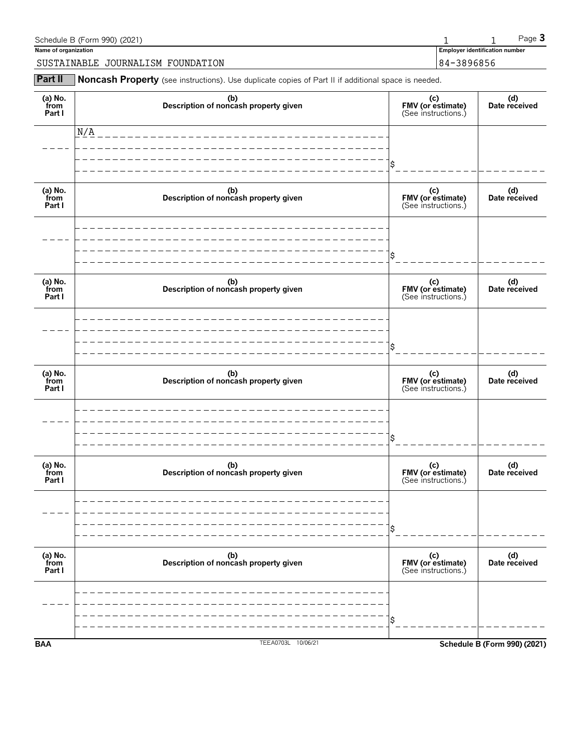Schedule B (Form 990) (2021) Page **3**

**Name of organization**

SUSTAINABLE JOURNALISM FOUNDATION

**Employer identification number**

84-3896856

## Part II Noncash Property (see instructions). Use duplicate copies of Part II if additional space is needed.

| (a) No. from Part I | (b) Description of noncash property given | (c) FMV (or estimate) (See instructions.) | (d) Date received |
|---|---|---|---|
| | N/A | $ | |

| (a) No. from Part I | (b) Description of noncash property given | (c) FMV (or estimate) (See instructions.) | (d) Date received |
|---|---|---|---|
| | | $ | |

| (a) No. from Part I | (b) Description of noncash property given | (c) FMV (or estimate) (See instructions.) | (d) Date received |
|---|---|---|---|
| | | $ | |

| (a) No. from Part I | (b) Description of noncash property given | (c) FMV (or estimate) (See instructions.) | (d) Date received |
|---|---|---|---|
| | | $ | |

| (a) No. from Part I | (b) Description of noncash property given | (c) FMV (or estimate) (See instructions.) | (d) Date received |
|---|---|---|---|
| | | $ | |

| (a) No. from Part I | (b) Description of noncash property given | (c) FMV (or estimate) (See instructions.) | (d) Date received |
|---|---|---|---|
| | | $ | |

BAA TEEA0703L 10/06/21 **Schedule B (Form 990) (2021)**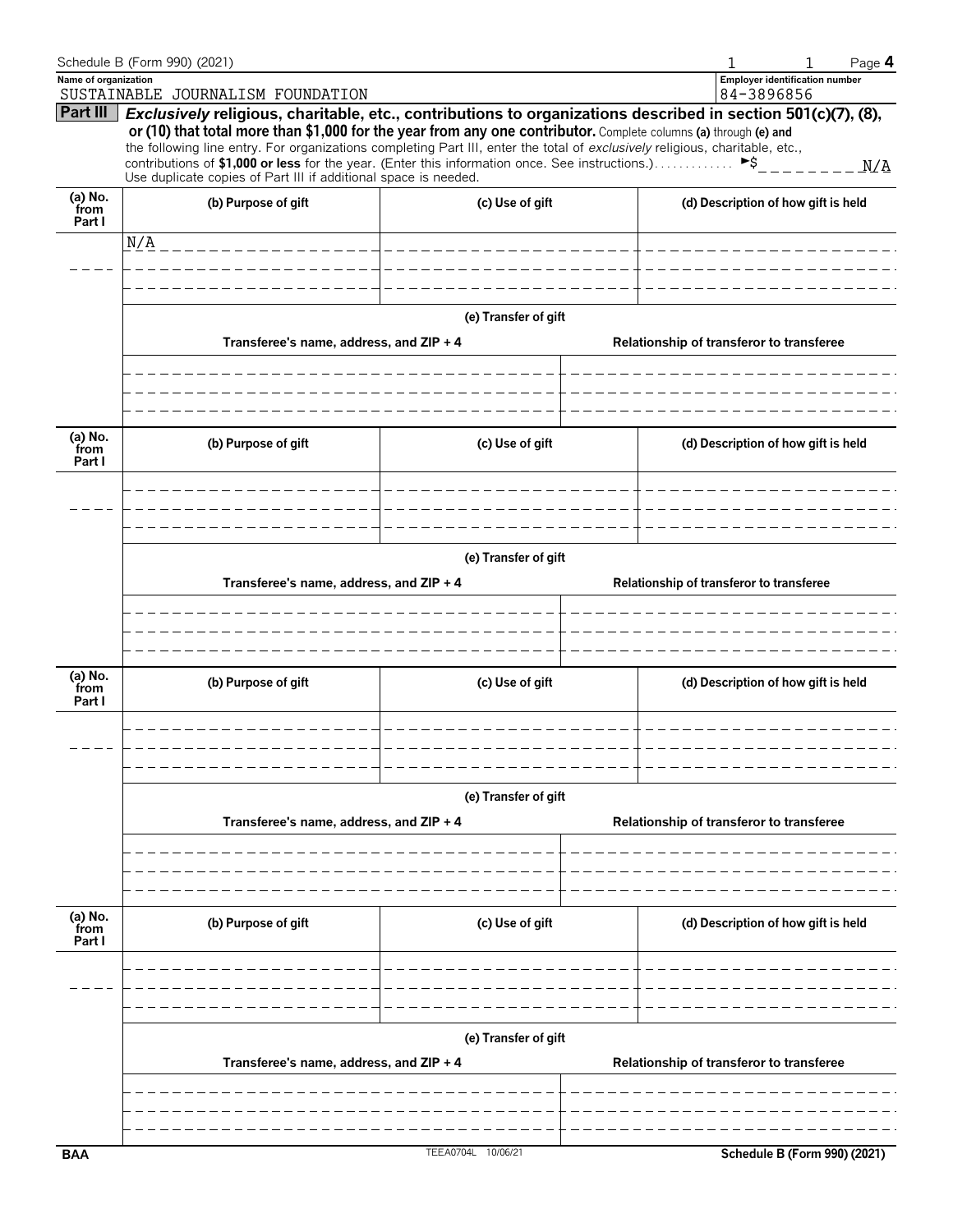Name of organization: SUSTAINABLE JOURNALISM FOUNDATION

Employer identification number: 84-3896856

## Part III — *Exclusively* religious, charitable, etc., contributions to organizations described in section 501(c)(7), (8), or (10) that total more than $1,000 for the year from any one contributor.

Complete columns **(a)** through **(e)** and the following line entry. For organizations completing Part III, enter the total of *exclusively* religious, charitable, etc., contributions of **$1,000 or less** for the year. (Enter this information once. See instructions.) ►$ N/A

Use duplicate copies of Part III if additional space is needed.

| (a) No. from Part I | (b) Purpose of gift | (c) Use of gift | (d) Description of how gift is held |
|---|---|---|---|
| | N/A | | |

**(e) Transfer of gift**

| Transferee's name, address, and ZIP + 4 | Relationship of transferor to transferee |
|---|---|
| | |

| (a) No. from Part I | (b) Purpose of gift | (c) Use of gift | (d) Description of how gift is held |
|---|---|---|---|
| | | | |

**(e) Transfer of gift**

| Transferee's name, address, and ZIP + 4 | Relationship of transferor to transferee |
|---|---|
| | |

| (a) No. from Part I | (b) Purpose of gift | (c) Use of gift | (d) Description of how gift is held |
|---|---|---|---|
| | | | |

**(e) Transfer of gift**

| Transferee's name, address, and ZIP + 4 | Relationship of transferor to transferee |
|---|---|
| | |

| (a) No. from Part I | (b) Purpose of gift | (c) Use of gift | (d) Description of how gift is held |
|---|---|---|---|
| | | | |

**(e) Transfer of gift**

| Transferee's name, address, and ZIP + 4 | Relationship of transferor to transferee |
|---|---|
| | |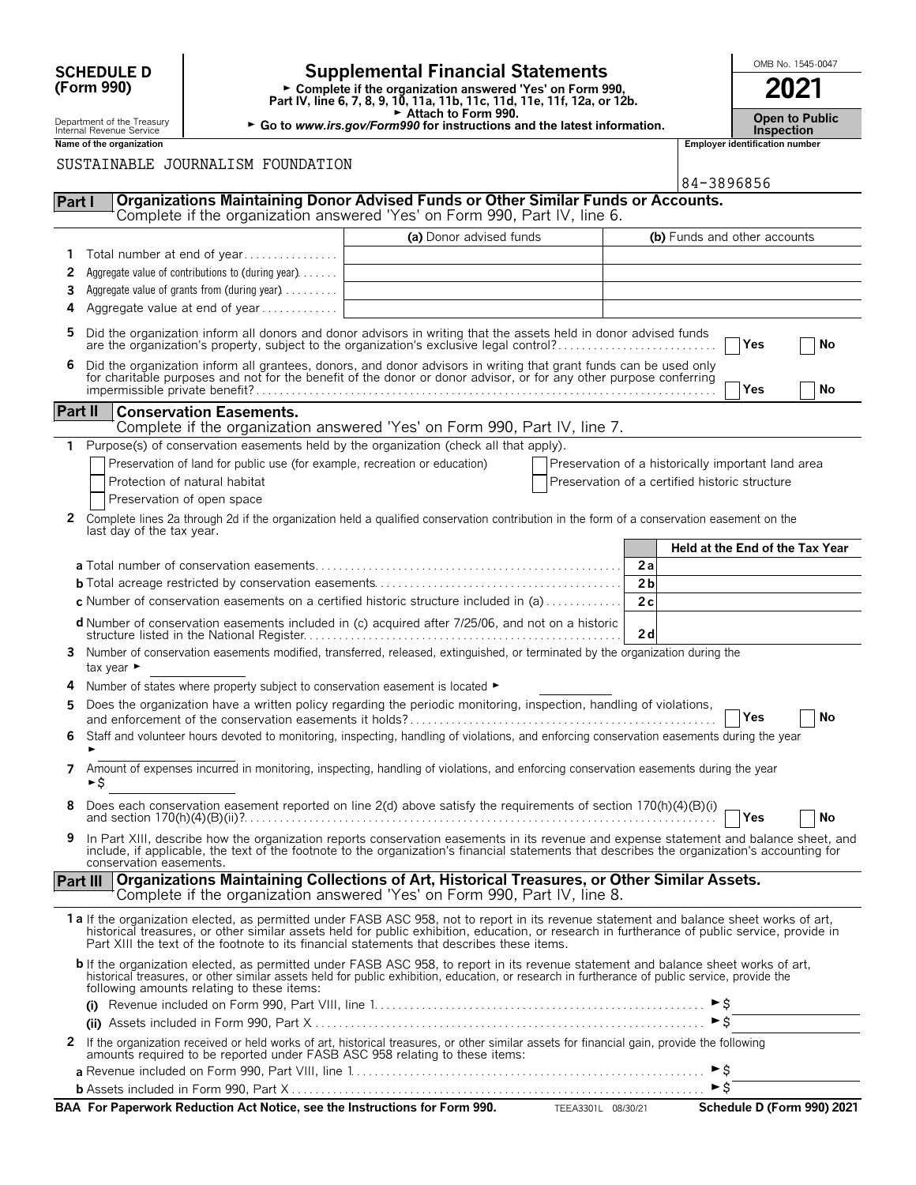**SCHEDULE D (Form 990)**

Department of the Treasury
Internal Revenue Service

# Supplemental Financial Statements

► Complete if the organization answered 'Yes' on Form 990, Part IV, line 6, 7, 8, 9, 10, 11a, 11b, 11c, 11d, 11e, 11f, 12a, or 12b.
► Attach to Form 990.
► Go to *www.irs.gov/Form990* for instructions and the latest information.

OMB No. 1545-0047

**2021**

**Open to Public Inspection**

**Name of the organization**

SUSTAINABLE JOURNALISM FOUNDATION

**Employer identification number**

84-3896856

## Part I — Organizations Maintaining Donor Advised Funds or Other Similar Funds or Accounts.

Complete if the organization answered 'Yes' on Form 990, Part IV, line 6.

| | | (a) Donor advised funds | (b) Funds and other accounts |
|---|---|---|---|
| 1 | Total number at end of year | | |
| 2 | Aggregate value of contributions to (during year) | | |
| 3 | Aggregate value of grants from (during year) | | |
| 4 | Aggregate value at end of year | | |

5 Did the organization inform all donors and donor advisors in writing that the assets held in donor advised funds are the organization's property, subject to the organization's exclusive legal control? ☐ Yes ☐ No

6 Did the organization inform all grantees, donors, and donor advisors in writing that grant funds can be used only for charitable purposes and not for the benefit of the donor or donor advisor, or for any other purpose conferring impermissible private benefit? ☐ Yes ☐ No

## Part II — Conservation Easements.

Complete if the organization answered 'Yes' on Form 990, Part IV, line 7.

1 Purpose(s) of conservation easements held by the organization (check all that apply).

☐ Preservation of land for public use (for example, recreation or education)
☐ Protection of natural habitat
☐ Preservation of open space
☐ Preservation of a historically important land area
☐ Preservation of a certified historic structure

2 Complete lines 2a through 2d if the organization held a qualified conservation contribution in the form of a conservation easement on the last day of the tax year.

| | | Held at the End of the Tax Year |
|---|---|---|
| **a** Total number of conservation easements | 2a | |
| **b** Total acreage restricted by conservation easements | 2b | |
| **c** Number of conservation easements on a certified historic structure included in (a) | 2c | |
| **d** Number of conservation easements included in (c) acquired after 7/25/06, and not on a historic structure listed in the National Register | 2d | |

3 Number of conservation easements modified, transferred, released, extinguished, or terminated by the organization during the tax year ►

4 Number of states where property subject to conservation easement is located ►

5 Does the organization have a written policy regarding the periodic monitoring, inspection, handling of violations, and enforcement of the conservation easements it holds? ☐ Yes ☐ No

6 Staff and volunteer hours devoted to monitoring, inspecting, handling of violations, and enforcing conservation easements during the year ►

7 Amount of expenses incurred in monitoring, inspecting, handling of violations, and enforcing conservation easements during the year ►$

8 Does each conservation easement reported on line 2(d) above satisfy the requirements of section 170(h)(4)(B)(i) and section 170(h)(4)(B)(ii)? ☐ Yes ☐ No

9 In Part XIII, describe how the organization reports conservation easements in its revenue and expense statement and balance sheet, and include, if applicable, the text of the footnote to the organization's financial statements that describes the organization's accounting for conservation easements.

## Part III — Organizations Maintaining Collections of Art, Historical Treasures, or Other Similar Assets.

Complete if the organization answered 'Yes' on Form 990, Part IV, line 8.

**1 a** If the organization elected, as permitted under FASB ASC 958, not to report in its revenue statement and balance sheet works of art, historical treasures, or other similar assets held for public exhibition, education, or research in furtherance of public service, provide in Part XIII the text of the footnote to its financial statements that describes these items.

**b** If the organization elected, as permitted under FASB ASC 958, to report in its revenue statement and balance sheet works of art, historical treasures, or other similar assets held for public exhibition, education, or research in furtherance of public service, provide the following amounts relating to these items:

**(i)** Revenue included on Form 990, Part VIII, line 1 ►$

**(ii)** Assets included in Form 990, Part X ►$

2 If the organization received or held works of art, historical treasures, or other similar assets for financial gain, provide the following amounts required to be reported under FASB ASC 958 relating to these items:

**a** Revenue included on Form 990, Part VIII, line 1 ►$

**b** Assets included in Form 990, Part X ►$

**BAA For Paperwork Reduction Act Notice, see the Instructions for Form 990.** TEEA3301L 08/30/21 **Schedule D (Form 990) 2021**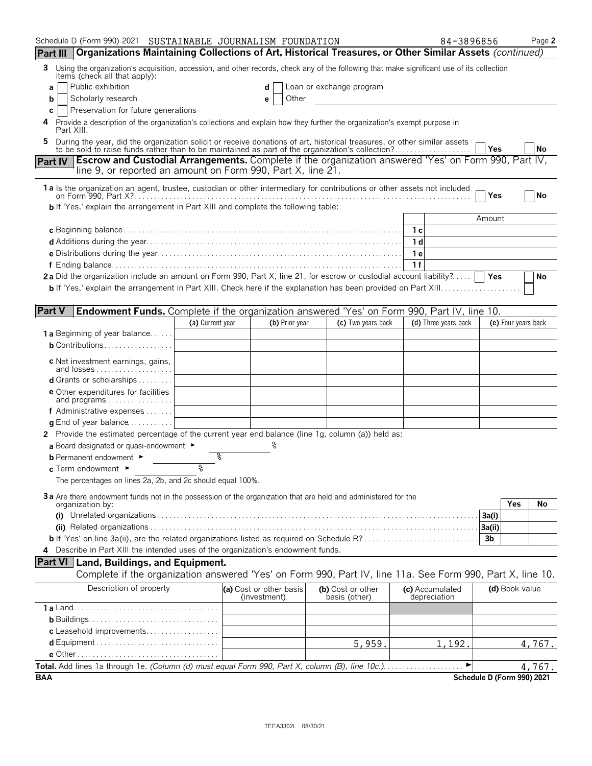Schedule D (Form 990) 2021 SUSTAINABLE JOURNALISM FOUNDATION 84-3896856 Page **2**

## Part III Organizations Maintaining Collections of Art, Historical Treasures, or Other Similar Assets *(continued)*

**3** Using the organization's acquisition, accession, and other records, check any of the following that make significant use of its collection items (check all that apply):

- **a** ☐ Public exhibition
- **b** ☐ Scholarly research
- **c** ☐ Preservation for future generations
- **d** ☐ Loan or exchange program
- **e** ☐ Other

**4** Provide a description of the organization's collections and explain how they further the organization's exempt purpose in Part XIII.

**5** During the year, did the organization solicit or receive donations of art, historical treasures, or other similar assets to be sold to raise funds rather than to be maintained as part of the organization's collection? ☐ Yes ☐ No

## Part IV Escrow and Custodial Arrangements. Complete if the organization answered 'Yes' on Form 990, Part IV, line 9, or reported an amount on Form 990, Part X, line 21.

**1a** Is the organization an agent, trustee, custodian or other intermediary for contributions or other assets not included on Form 990, Part X? ☐ Yes ☐ No

**b** If 'Yes,' explain the arrangement in Part XIII and complete the following table:

| | | Amount |
|---|---|---|
| **c** Beginning balance | 1c | |
| **d** Additions during the year | 1d | |
| **e** Distributions during the year | 1e | |
| **f** Ending balance | 1f | |

**2a** Did the organization include an amount on Form 990, Part X, line 21, for escrow or custodial account liability? ☐ Yes ☐ No

**b** If 'Yes,' explain the arrangement in Part XIII. Check here if the explanation has been provided on Part XIII ☐

## Part V Endowment Funds. Complete if the organization answered 'Yes' on Form 990, Part IV, line 10.

| | (a) Current year | (b) Prior year | (c) Two years back | (d) Three years back | (e) Four years back |
|---|---|---|---|---|---|
| **1a** Beginning of year balance | | | | | |
| **b** Contributions | | | | | |
| **c** Net investment earnings, gains, and losses | | | | | |
| **d** Grants or scholarships | | | | | |
| **e** Other expenditures for facilities and programs | | | | | |
| **f** Administrative expenses | | | | | |
| **g** End of year balance | | | | | |

**2** Provide the estimated percentage of the current year end balance (line 1g, column (a)) held as:

- **a** Board designated or quasi-endowment ► %
- **b** Permanent endowment ► %
- **c** Term endowment ► %

The percentages on lines 2a, 2b, and 2c should equal 100%.

**3a** Are there endowment funds not in the possession of the organization that are held and administered for the organization by:

| | | Yes | No |
|---|---|---|---|
| **(i)** Unrelated organizations | 3a(i) | | |
| **(ii)** Related organizations | 3a(ii) | | |
| **b** If 'Yes' on line 3a(ii), are the related organizations listed as required on Schedule R? | 3b | | |

**4** Describe in Part XIII the intended uses of the organization's endowment funds.

## Part VI Land, Buildings, and Equipment.

Complete if the organization answered 'Yes' on Form 990, Part IV, line 11a. See Form 990, Part X, line 10.

| Description of property | (a) Cost or other basis (investment) | (b) Cost or other basis (other) | (c) Accumulated depreciation | (d) Book value |
|---|---|---|---|---|
| **1a** Land | | | | |
| **b** Buildings | | | | |
| **c** Leasehold improvements | | | | |
| **d** Equipment | | 5,959. | 1,192. | 4,767. |
| **e** Other | | | | |

**Total.** Add lines 1a through 1e. *(Column (d) must equal Form 990, Part X, column (B), line 10c.)* ► 4,767.

BAA Schedule D (Form 990) 2021

TEEA3302L 08/30/21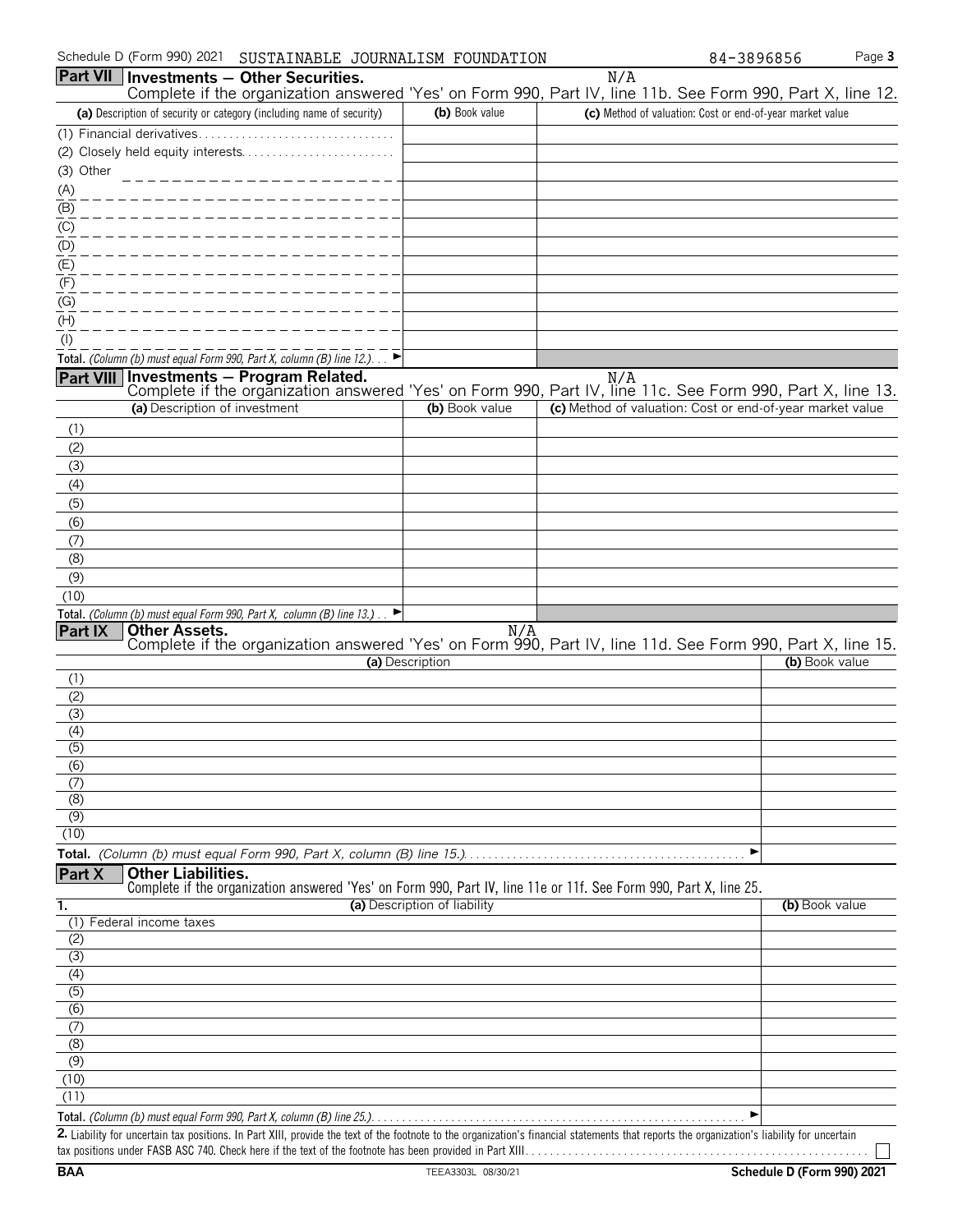Schedule D (Form 990) 2021 SUSTAINABLE JOURNALISM FOUNDATION 84-3896856

## Part VII Investments — Other Securities.

N/A

Complete if the organization answered 'Yes' on Form 990, Part IV, line 11b. See Form 990, Part X, line 12.

| (a) Description of security or category (including name of security) | (b) Book value | (c) Method of valuation: Cost or end-of-year market value |
|---|---|---|
| (1) Financial derivatives | | |
| (2) Closely held equity interests | | |
| (3) Other | | |
| (A) | | |
| (B) | | |
| (C) | | |
| (D) | | |
| (E) | | |
| (F) | | |
| (G) | | |
| (H) | | |
| (I) | | |
| **Total.** *(Column (b) must equal Form 990, Part X, column (B) line 12.)* ► | | |

## Part VIII Investments — Program Related.

N/A

Complete if the organization answered 'Yes' on Form 990, Part IV, line 11c. See Form 990, Part X, line 13.

| (a) Description of investment | (b) Book value | (c) Method of valuation: Cost or end-of-year market value |
|---|---|---|
| (1) | | |
| (2) | | |
| (3) | | |
| (4) | | |
| (5) | | |
| (6) | | |
| (7) | | |
| (8) | | |
| (9) | | |
| (10) | | |
| **Total.** *(Column (b) must equal Form 990, Part X, column (B) line 13.)* ► | | |

## Part IX Other Assets.

N/A

Complete if the organization answered 'Yes' on Form 990, Part IV, line 11d. See Form 990, Part X, line 15.

| (a) Description | (b) Book value |
|---|---|
| (1) | |
| (2) | |
| (3) | |
| (4) | |
| (5) | |
| (6) | |
| (7) | |
| (8) | |
| (9) | |
| (10) | |
| **Total.** *(Column (b) must equal Form 990, Part X, column (B) line 15.)* ► | |

## Part X Other Liabilities.

Complete if the organization answered 'Yes' on Form 990, Part IV, line 11e or 11f. See Form 990, Part X, line 25.

| 1. (a) Description of liability | (b) Book value |
|---|---|
| (1) Federal income taxes | |
| (2) | |
| (3) | |
| (4) | |
| (5) | |
| (6) | |
| (7) | |
| (8) | |
| (9) | |
| (10) | |
| (11) | |
| **Total.** *(Column (b) must equal Form 990, Part X, column (B) line 25.)* ► | |

**2.** Liability for uncertain tax positions. In Part XIII, provide the text of the footnote to the organization's financial statements that reports the organization's liability for uncertain tax positions under FASB ASC 740. Check here if the text of the footnote has been provided in Part XIII ☐

BAA TEEA3303L 08/30/21 Schedule D (Form 990) 2021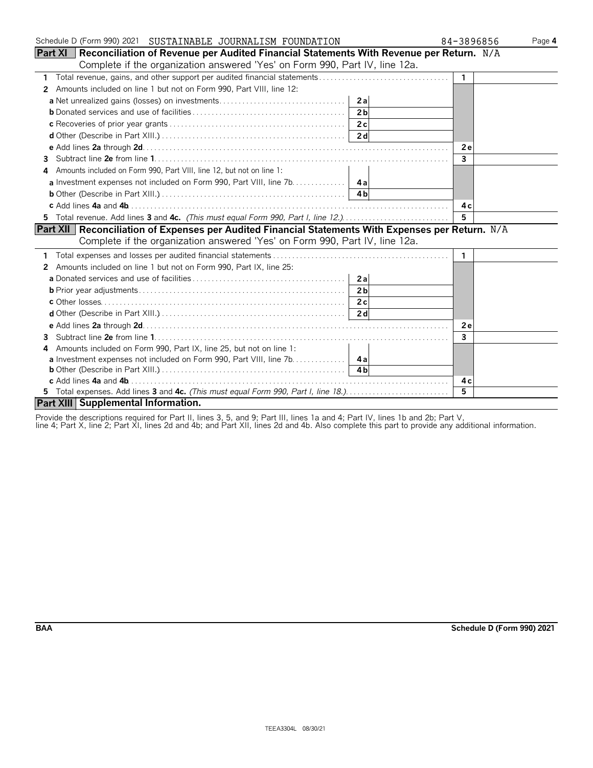Schedule D (Form 990) 2021 SUSTAINABLE JOURNALISM FOUNDATION 84-3896856

**Part XI Reconciliation of Revenue per Audited Financial Statements With Revenue per Return.** N/A
Complete if the organization answered 'Yes' on Form 990, Part IV, line 12a.

| | | | | |
|---|---|---|---|---|
| 1 | Total revenue, gains, and other support per audited financial statements | | 1 | |
| 2 | Amounts included on line 1 but not on Form 990, Part VIII, line 12: | | | |
| | a Net unrealized gains (losses) on investments | 2a | | |
| | b Donated services and use of facilities | 2b | | |
| | c Recoveries of prior year grants | 2c | | |
| | d Other (Describe in Part XIII.) | 2d | | |
| | e Add lines 2a through 2d | | 2e | |
| 3 | Subtract line 2e from line 1 | | 3 | |
| 4 | Amounts included on Form 990, Part VIII, line 12, but not on line 1: | | | |
| | a Investment expenses not included on Form 990, Part VIII, line 7b | 4a | | |
| | b Other (Describe in Part XIII.) | 4b | | |
| | c Add lines 4a and 4b | | 4c | |
| 5 | Total revenue. Add lines 3 and 4c. *(This must equal Form 990, Part I, line 12.)* | | 5 | |

**Part XII Reconciliation of Expenses per Audited Financial Statements With Expenses per Return.** N/A
Complete if the organization answered 'Yes' on Form 990, Part IV, line 12a.

| | | | | |
|---|---|---|---|---|
| 1 | Total expenses and losses per audited financial statements | | 1 | |
| 2 | Amounts included on line 1 but not on Form 990, Part IX, line 25: | | | |
| | a Donated services and use of facilities | 2a | | |
| | b Prior year adjustments | 2b | | |
| | c Other losses | 2c | | |
| | d Other (Describe in Part XIII.) | 2d | | |
| | e Add lines 2a through 2d | | 2e | |
| 3 | Subtract line 2e from line 1 | | 3 | |
| 4 | Amounts included on Form 990, Part IX, line 25, but not on line 1: | | | |
| | a Investment expenses not included on Form 990, Part VIII, line 7b | 4a | | |
| | b Other (Describe in Part XIII.) | 4b | | |
| | c Add lines 4a and 4b | | 4c | |
| 5 | Total expenses. Add lines 3 and 4c. *(This must equal Form 990, Part I, line 18.)* | | 5 | |

**Part XIII Supplemental Information.**

Provide the descriptions required for Part II, lines 3, 5, and 9; Part III, lines 1a and 4; Part IV, lines 1b and 2b; Part V, line 4; Part X, line 2; Part XI, lines 2d and 4b; and Part XII, lines 2d and 4b. Also complete this part to provide any additional information.

BAA Schedule D (Form 990) 2021

TEEA3304L 08/30/21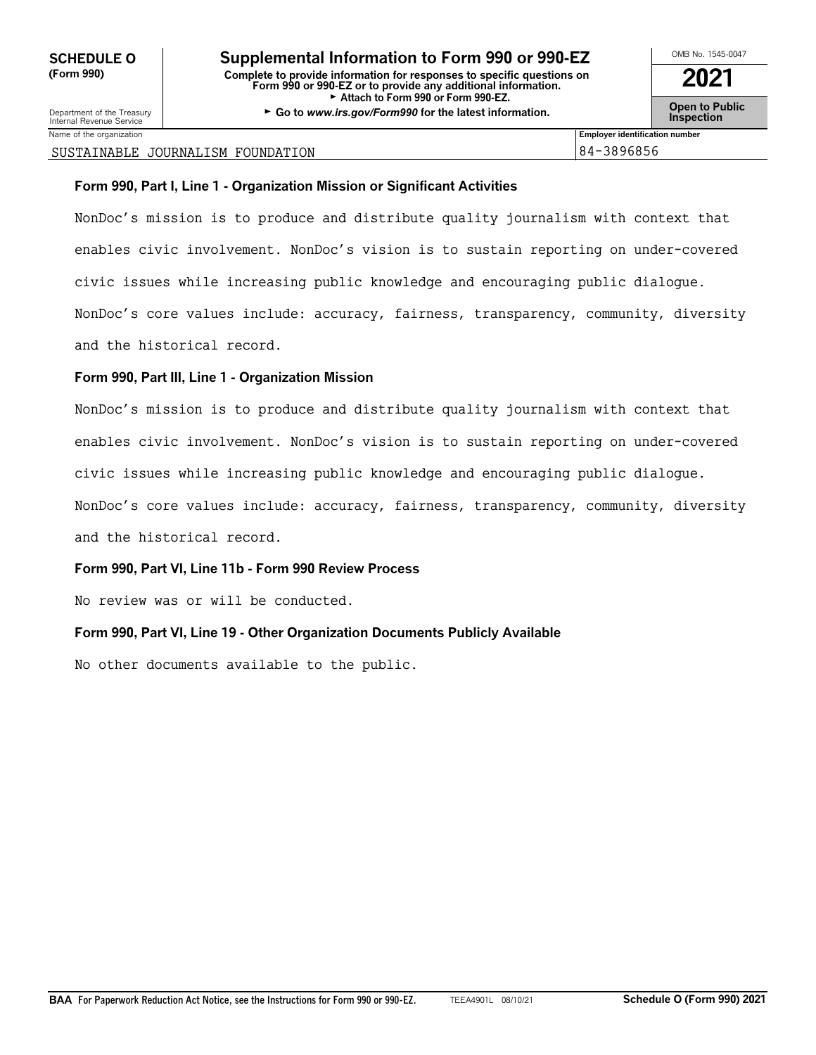**SCHEDULE O (Form 990)**

Department of the Treasury
Internal Revenue Service

# Supplemental Information to Form 990 or 990-EZ

**Complete to provide information for responses to specific questions on Form 990 or 990-EZ or to provide any additional information.**
► **Attach to Form 990 or Form 990-EZ.**
► **Go to *www.irs.gov/Form990* for the latest information.**

OMB No. 1545-0047

**2021**

**Open to Public Inspection**

| Name of the organization | Employer identification number |
| --- | --- |
| SUSTAINABLE JOURNALISM FOUNDATION | 84-3896856 |

**Form 990, Part I, Line 1 - Organization Mission or Significant Activities**

NonDoc's mission is to produce and distribute quality journalism with context that enables civic involvement. NonDoc's vision is to sustain reporting on under-covered civic issues while increasing public knowledge and encouraging public dialogue. NonDoc's core values include: accuracy, fairness, transparency, community, diversity and the historical record.

**Form 990, Part III, Line 1 - Organization Mission**

NonDoc's mission is to produce and distribute quality journalism with context that enables civic involvement. NonDoc's vision is to sustain reporting on under-covered civic issues while increasing public knowledge and encouraging public dialogue. NonDoc's core values include: accuracy, fairness, transparency, community, diversity and the historical record.

**Form 990, Part VI, Line 11b - Form 990 Review Process**

No review was or will be conducted.

**Form 990, Part VI, Line 19 - Other Organization Documents Publicly Available**

No other documents available to the public.

**BAA** For Paperwork Reduction Act Notice, see the Instructions for Form 990 or 990-EZ. TEEA4901L 08/10/21 **Schedule O (Form 990) 2021**